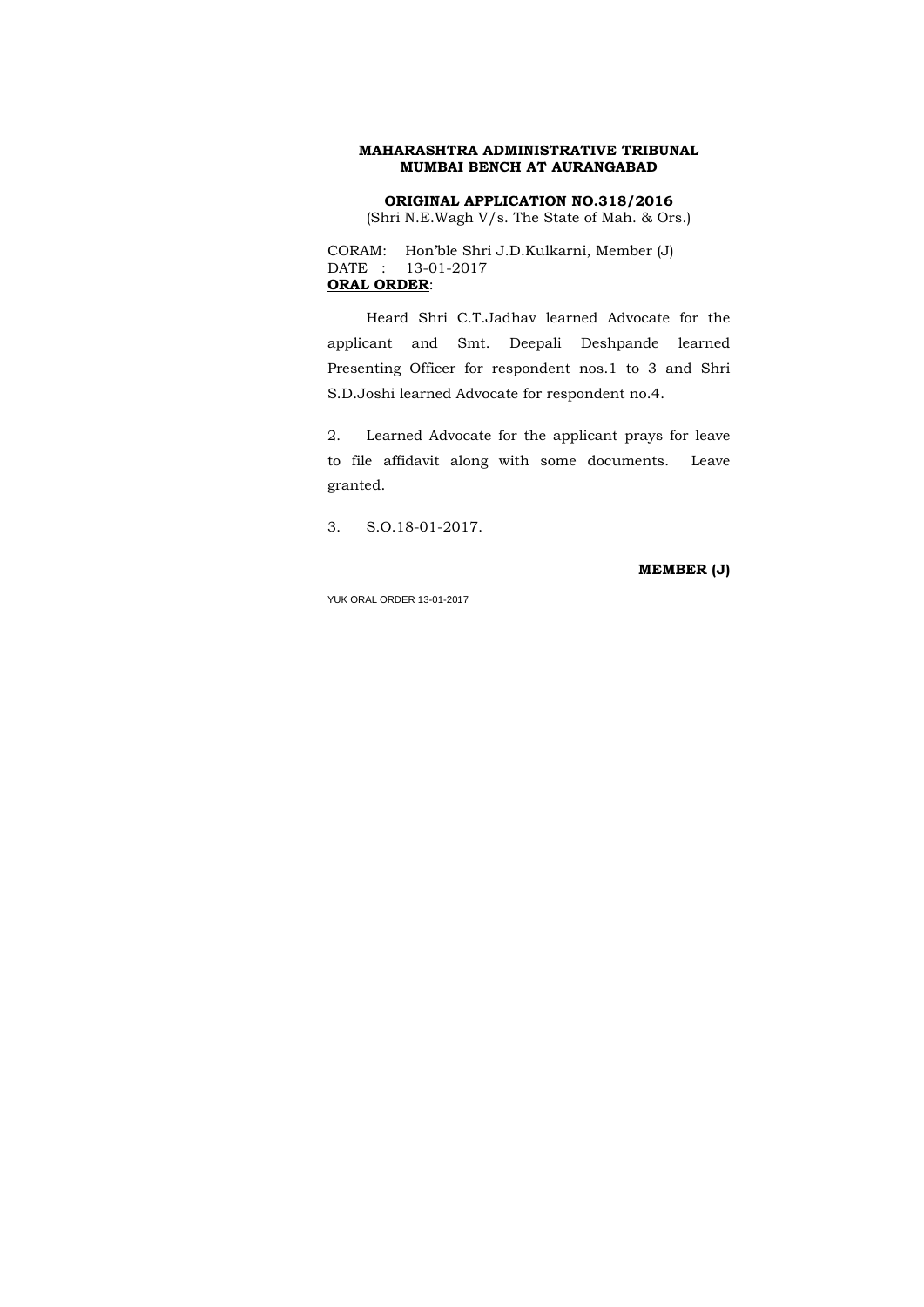**MAHARASHTRA ADMINISTRATIVE TRIBUNAL**
**MUMBAI BENCH AT AURANGABAD**

**ORIGINAL APPLICATION NO.318/2016**
(Shri N.E.Wagh V/s. The State of Mah. & Ors.)

CORAM: Hon'ble Shri J.D.Kulkarni, Member (J)
DATE : 13-01-2017
**ORAL ORDER**:

Heard Shri C.T.Jadhav learned Advocate for the applicant and Smt. Deepali Deshpande learned Presenting Officer for respondent nos.1 to 3 and Shri S.D.Joshi learned Advocate for respondent no.4.

2. Learned Advocate for the applicant prays for leave to file affidavit along with some documents. Leave granted.

3. S.O.18-01-2017.

**MEMBER (J)**

YUK ORAL ORDER 13-01-2017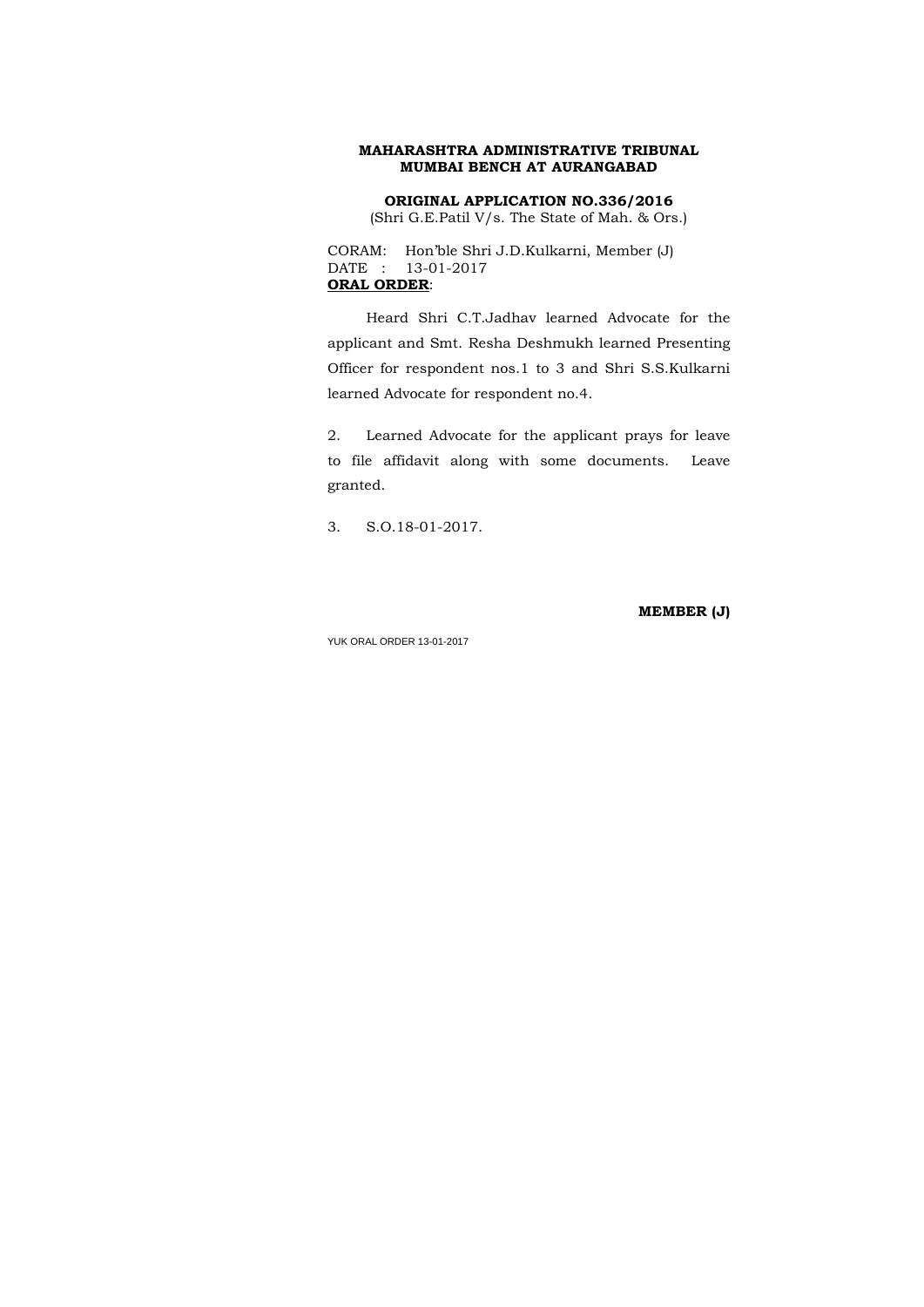**MAHARASHTRA ADMINISTRATIVE TRIBUNAL**
**MUMBAI BENCH AT AURANGABAD**

**ORIGINAL APPLICATION NO.336/2016**
(Shri G.E.Patil V/s. The State of Mah. & Ors.)

CORAM: Hon'ble Shri J.D.Kulkarni, Member (J)
DATE : 13-01-2017
**ORAL ORDER**:

Heard Shri C.T.Jadhav learned Advocate for the applicant and Smt. Resha Deshmukh learned Presenting Officer for respondent nos.1 to 3 and Shri S.S.Kulkarni learned Advocate for respondent no.4.

2. Learned Advocate for the applicant prays for leave to file affidavit along with some documents. Leave granted.

3. S.O.18-01-2017.

**MEMBER (J)**

YUK ORAL ORDER 13-01-2017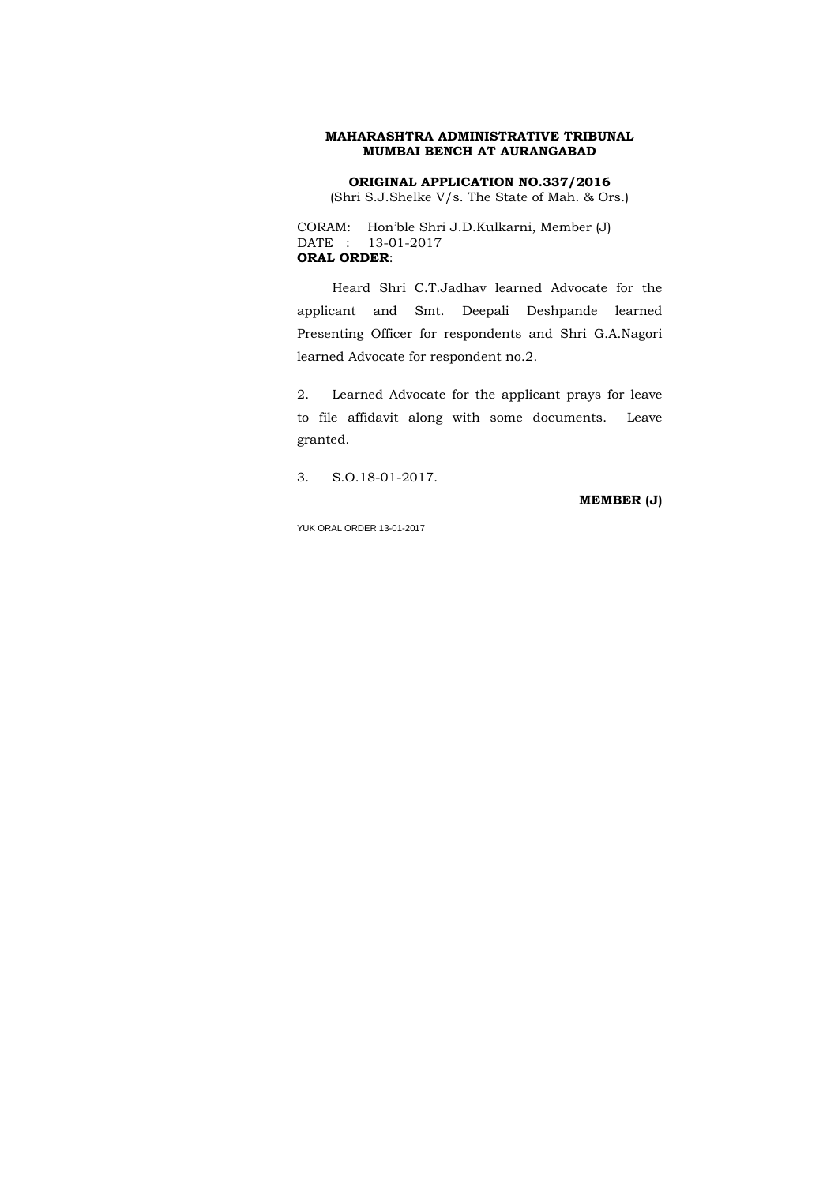**MAHARASHTRA ADMINISTRATIVE TRIBUNAL**
**MUMBAI BENCH AT AURANGABAD**

**ORIGINAL APPLICATION NO.337/2016**
(Shri S.J.Shelke V/s. The State of Mah. & Ors.)

CORAM: Hon'ble Shri J.D.Kulkarni, Member (J)
DATE : 13-01-2017
**ORAL ORDER**:

Heard Shri C.T.Jadhav learned Advocate for the applicant and Smt. Deepali Deshpande learned Presenting Officer for respondents and Shri G.A.Nagori learned Advocate for respondent no.2.

2. Learned Advocate for the applicant prays for leave to file affidavit along with some documents. Leave granted.

3. S.O.18-01-2017.

**MEMBER (J)**

YUK ORAL ORDER 13-01-2017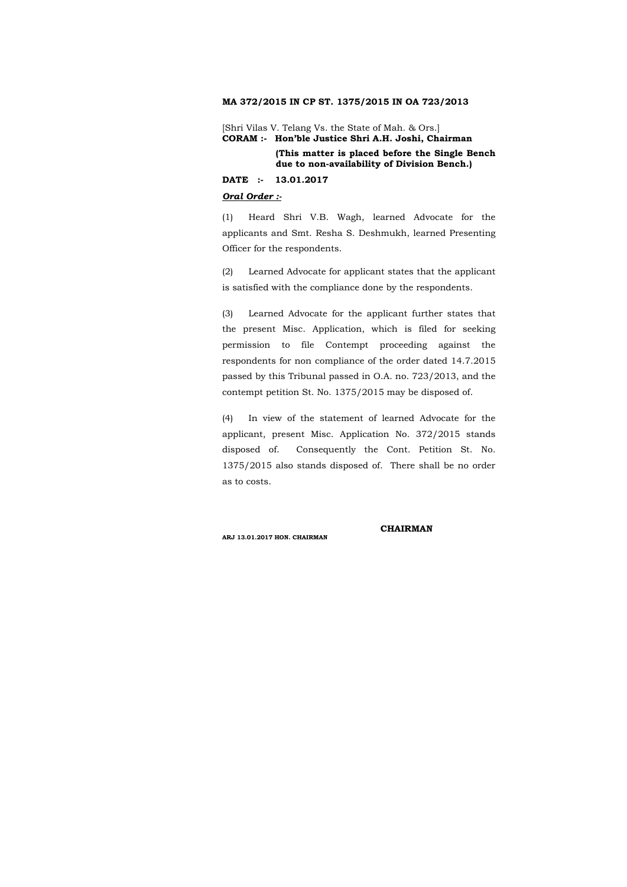**MA 372/2015 IN CP ST. 1375/2015 IN OA 723/2013**

[Shri Vilas V. Telang Vs. the State of Mah. & Ors.]
**CORAM :- Hon'ble Justice Shri A.H. Joshi, Chairman**

**(This matter is placed before the Single Bench due to non-availability of Division Bench.)**

**DATE :- 13.01.2017**

***Oral Order :-***

(1) Heard Shri V.B. Wagh, learned Advocate for the applicants and Smt. Resha S. Deshmukh, learned Presenting Officer for the respondents.

(2) Learned Advocate for applicant states that the applicant is satisfied with the compliance done by the respondents.

(3) Learned Advocate for the applicant further states that the present Misc. Application, which is filed for seeking permission to file Contempt proceeding against the respondents for non compliance of the order dated 14.7.2015 passed by this Tribunal passed in O.A. no. 723/2013, and the contempt petition St. No. 1375/2015 may be disposed of.

(4) In view of the statement of learned Advocate for the applicant, present Misc. Application No. 372/2015 stands disposed of. Consequently the Cont. Petition St. No. 1375/2015 also stands disposed of. There shall be no order as to costs.

**CHAIRMAN**

**ARJ 13.01.2017 HON. CHAIRMAN**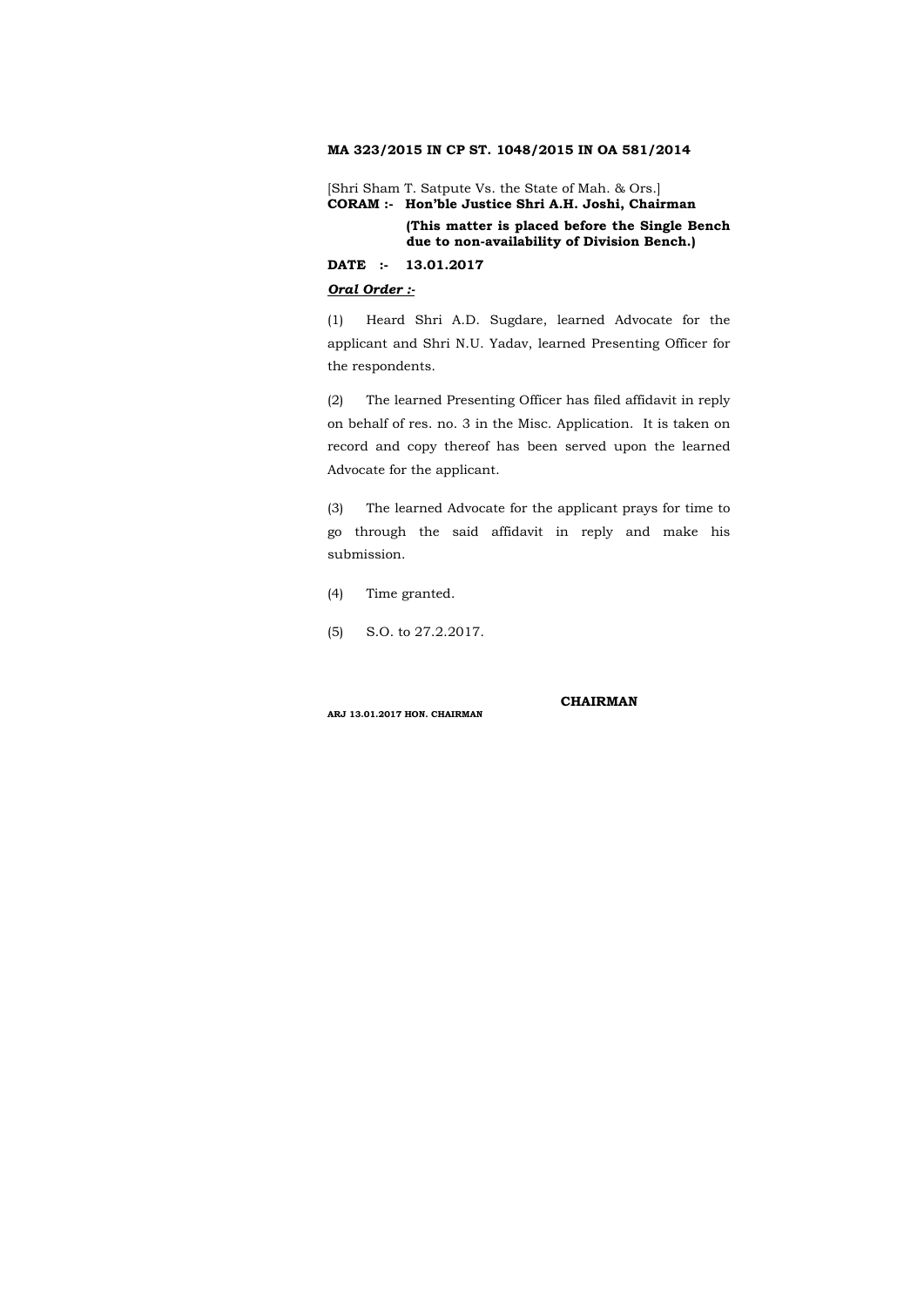**MA 323/2015 IN CP ST. 1048/2015 IN OA 581/2014**

[Shri Sham T. Satpute Vs. the State of Mah. & Ors.]
**CORAM :- Hon'ble Justice Shri A.H. Joshi, Chairman**

**(This matter is placed before the Single Bench due to non-availability of Division Bench.)**

**DATE :- 13.01.2017**

***Oral Order :-***

(1) Heard Shri A.D. Sugdare, learned Advocate for the applicant and Shri N.U. Yadav, learned Presenting Officer for the respondents.

(2) The learned Presenting Officer has filed affidavit in reply on behalf of res. no. 3 in the Misc. Application. It is taken on record and copy thereof has been served upon the learned Advocate for the applicant.

(3) The learned Advocate for the applicant prays for time to go through the said affidavit in reply and make his submission.

(4) Time granted.

(5) S.O. to 27.2.2017.

**CHAIRMAN**

**ARJ 13.01.2017 HON. CHAIRMAN**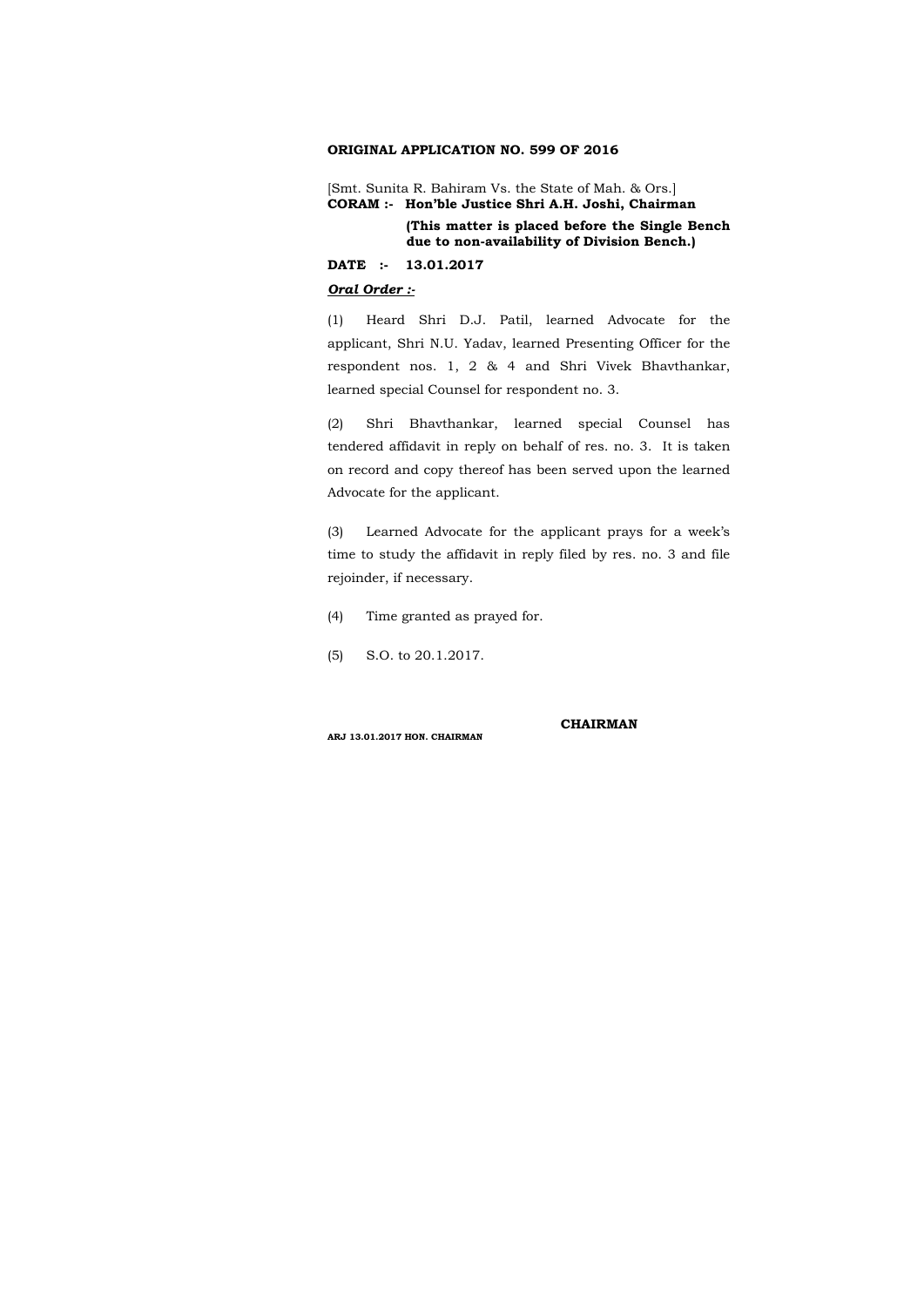**ORIGINAL APPLICATION NO. 599 OF 2016**

[Smt. Sunita R. Bahiram Vs. the State of Mah. & Ors.]
**CORAM :- Hon'ble Justice Shri A.H. Joshi, Chairman**

**(This matter is placed before the Single Bench due to non-availability of Division Bench.)**

**DATE :- 13.01.2017**

***Oral Order :-***

(1) Heard Shri D.J. Patil, learned Advocate for the applicant, Shri N.U. Yadav, learned Presenting Officer for the respondent nos. 1, 2 & 4 and Shri Vivek Bhavthankar, learned special Counsel for respondent no. 3.

(2) Shri Bhavthankar, learned special Counsel has tendered affidavit in reply on behalf of res. no. 3. It is taken on record and copy thereof has been served upon the learned Advocate for the applicant.

(3) Learned Advocate for the applicant prays for a week's time to study the affidavit in reply filed by res. no. 3 and file rejoinder, if necessary.

(4) Time granted as prayed for.

(5) S.O. to 20.1.2017.

**CHAIRMAN**

**ARJ 13.01.2017 HON. CHAIRMAN**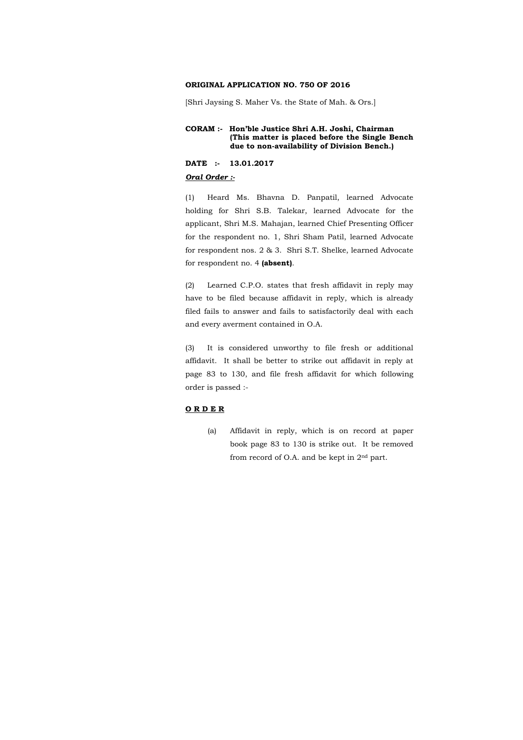**ORIGINAL APPLICATION NO. 750 OF 2016**

[Shri Jaysing S. Maher Vs. the State of Mah. & Ors.]

**CORAM :- Hon'ble Justice Shri A.H. Joshi, Chairman (This matter is placed before the Single Bench due to non-availability of Division Bench.)**

**DATE :- 13.01.2017**

***Oral Order :-***

(1) Heard Ms. Bhavna D. Panpatil, learned Advocate holding for Shri S.B. Talekar, learned Advocate for the applicant, Shri M.S. Mahajan, learned Chief Presenting Officer for the respondent no. 1, Shri Sham Patil, learned Advocate for respondent nos. 2 & 3. Shri S.T. Shelke, learned Advocate for respondent no. 4 **(absent)**.

(2) Learned C.P.O. states that fresh affidavit in reply may have to be filed because affidavit in reply, which is already filed fails to answer and fails to satisfactorily deal with each and every averment contained in O.A.

(3) It is considered unworthy to file fresh or additional affidavit. It shall be better to strike out affidavit in reply at page 83 to 130, and file fresh affidavit for which following order is passed :-

**O R D E R**

(a) Affidavit in reply, which is on record at paper book page 83 to 130 is strike out. It be removed from record of O.A. and be kept in 2nd part.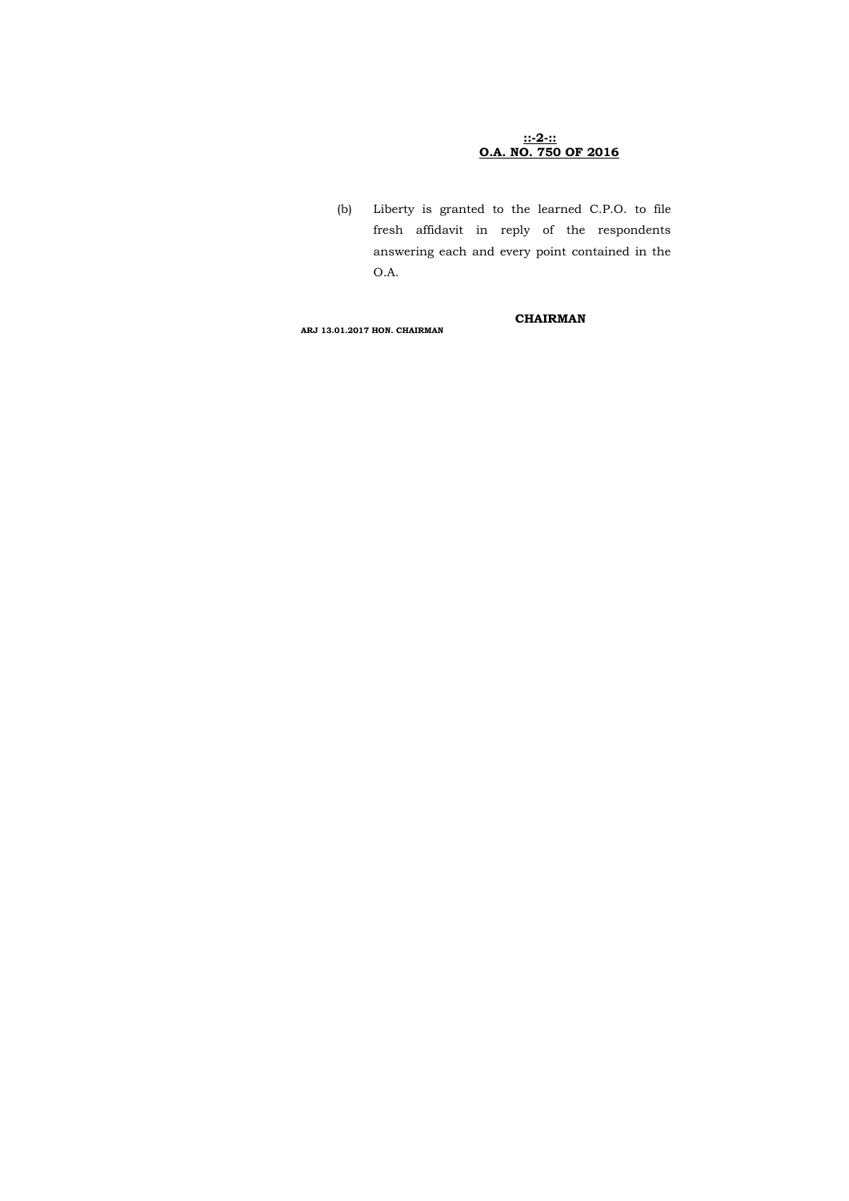**O.A. NO. 750 OF 2016**

(b) Liberty is granted to the learned C.P.O. to file fresh affidavit in reply of the respondents answering each and every point contained in the O.A.

**CHAIRMAN**

**ARJ 13.01.2017 HON. CHAIRMAN**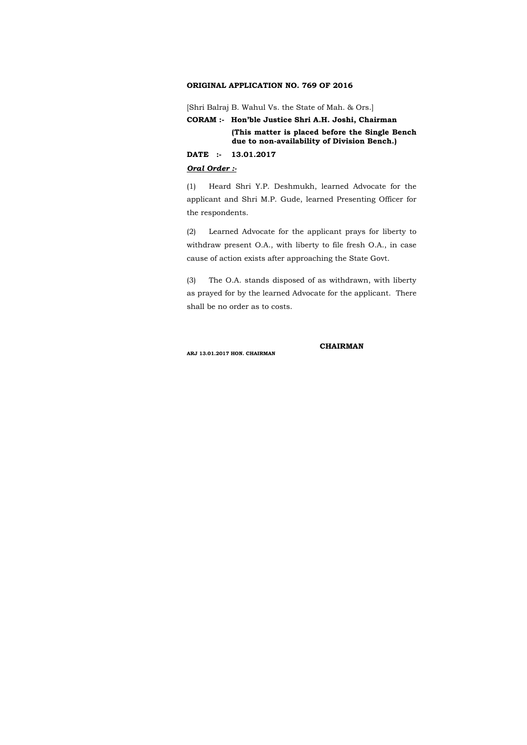**ORIGINAL APPLICATION NO. 769 OF 2016**

[Shri Balraj B. Wahul Vs. the State of Mah. & Ors.]

**CORAM :- Hon'ble Justice Shri A.H. Joshi, Chairman**

**(This matter is placed before the Single Bench due to non-availability of Division Bench.)**

**DATE :- 13.01.2017**

***Oral Order :-***

(1) Heard Shri Y.P. Deshmukh, learned Advocate for the applicant and Shri M.P. Gude, learned Presenting Officer for the respondents.

(2) Learned Advocate for the applicant prays for liberty to withdraw present O.A., with liberty to file fresh O.A., in case cause of action exists after approaching the State Govt.

(3) The O.A. stands disposed of as withdrawn, with liberty as prayed for by the learned Advocate for the applicant. There shall be no order as to costs.

**CHAIRMAN**

**ARJ 13.01.2017 HON. CHAIRMAN**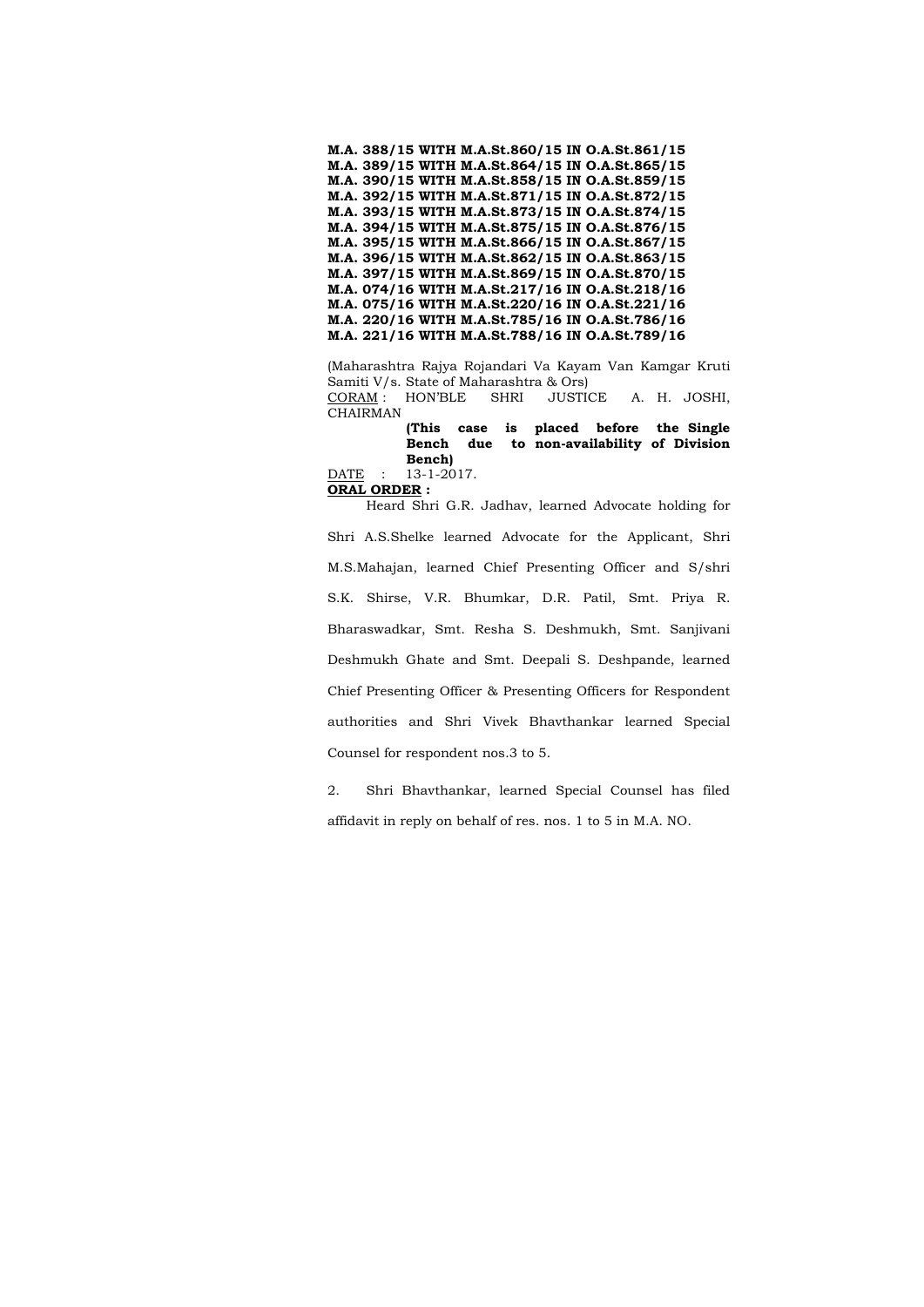**M.A. 388/15 WITH M.A.St.860/15 IN O.A.St.861/15**
**M.A. 389/15 WITH M.A.St.864/15 IN O.A.St.865/15**
**M.A. 390/15 WITH M.A.St.858/15 IN O.A.St.859/15**
**M.A. 392/15 WITH M.A.St.871/15 IN O.A.St.872/15**
**M.A. 393/15 WITH M.A.St.873/15 IN O.A.St.874/15**
**M.A. 394/15 WITH M.A.St.875/15 IN O.A.St.876/15**
**M.A. 395/15 WITH M.A.St.866/15 IN O.A.St.867/15**
**M.A. 396/15 WITH M.A.St.862/15 IN O.A.St.863/15**
**M.A. 397/15 WITH M.A.St.869/15 IN O.A.St.870/15**
**M.A. 074/16 WITH M.A.St.217/16 IN O.A.St.218/16**
**M.A. 075/16 WITH M.A.St.220/16 IN O.A.St.221/16**
**M.A. 220/16 WITH M.A.St.785/16 IN O.A.St.786/16**
**M.A. 221/16 WITH M.A.St.788/16 IN O.A.St.789/16**

(Maharashtra Rajya Rojandari Va Kayam Van Kamgar Kruti Samiti V/s. State of Maharashtra & Ors)

CORAM : HON'BLE SHRI JUSTICE A. H. JOSHI, CHAIRMAN

**(This case is placed before the Single Bench due to non-availability of Division Bench)**

DATE : 13-1-2017.

**ORAL ORDER :**

Heard Shri G.R. Jadhav, learned Advocate holding for Shri A.S.Shelke learned Advocate for the Applicant, Shri M.S.Mahajan, learned Chief Presenting Officer and S/shri S.K. Shirse, V.R. Bhumkar, D.R. Patil, Smt. Priya R. Bharaswadkar, Smt. Resha S. Deshmukh, Smt. Sanjivani Deshmukh Ghate and Smt. Deepali S. Deshpande, learned Chief Presenting Officer & Presenting Officers for Respondent authorities and Shri Vivek Bhavthankar learned Special Counsel for respondent nos.3 to 5.

2. Shri Bhavthankar, learned Special Counsel has filed affidavit in reply on behalf of res. nos. 1 to 5 in M.A. NO.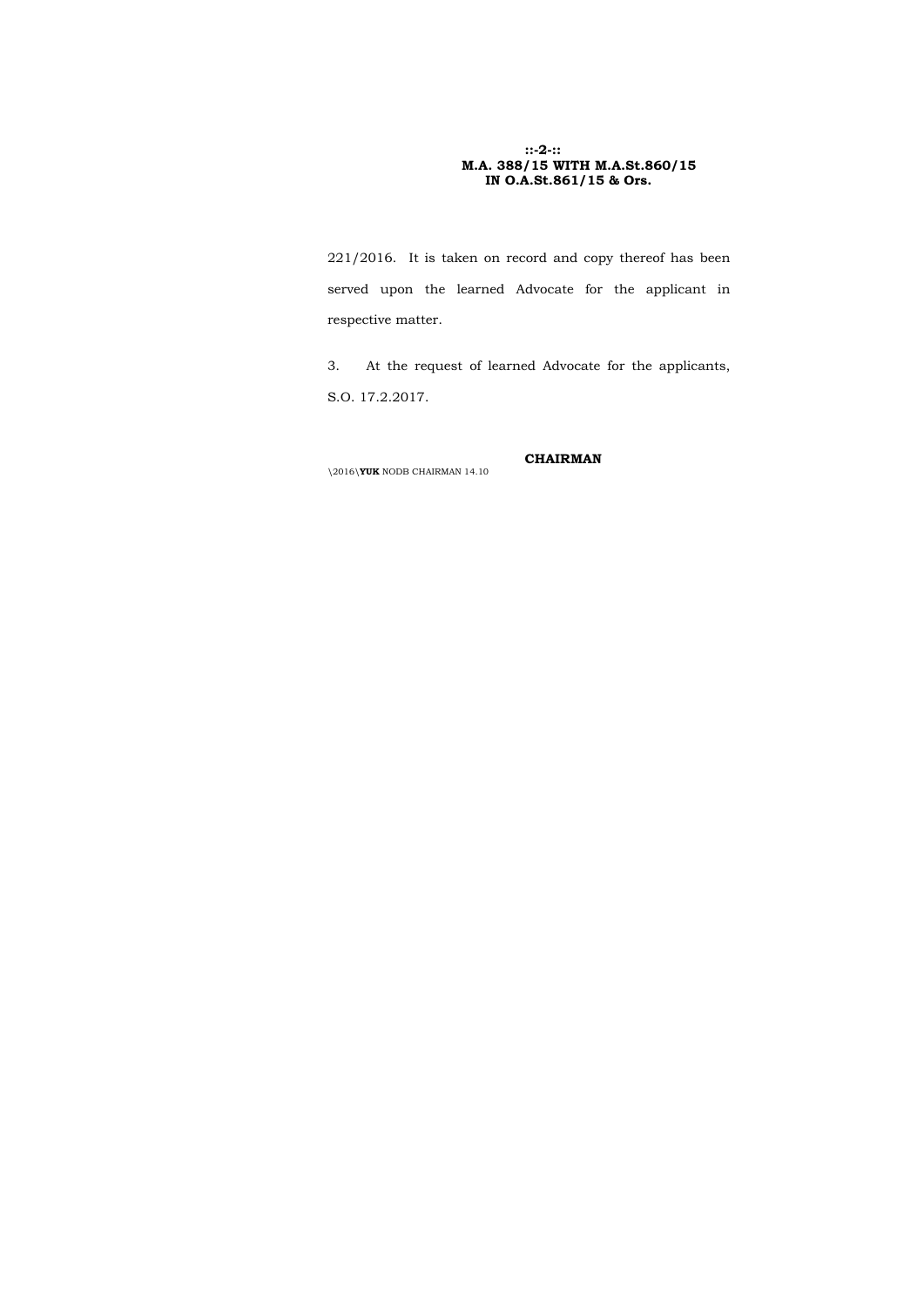221/2016. It is taken on record and copy thereof has been served upon the learned Advocate for the applicant in respective matter.

3. At the request of learned Advocate for the applicants, S.O. 17.2.2017.

**CHAIRMAN**

\2016\**YUK** NODB CHAIRMAN 14.10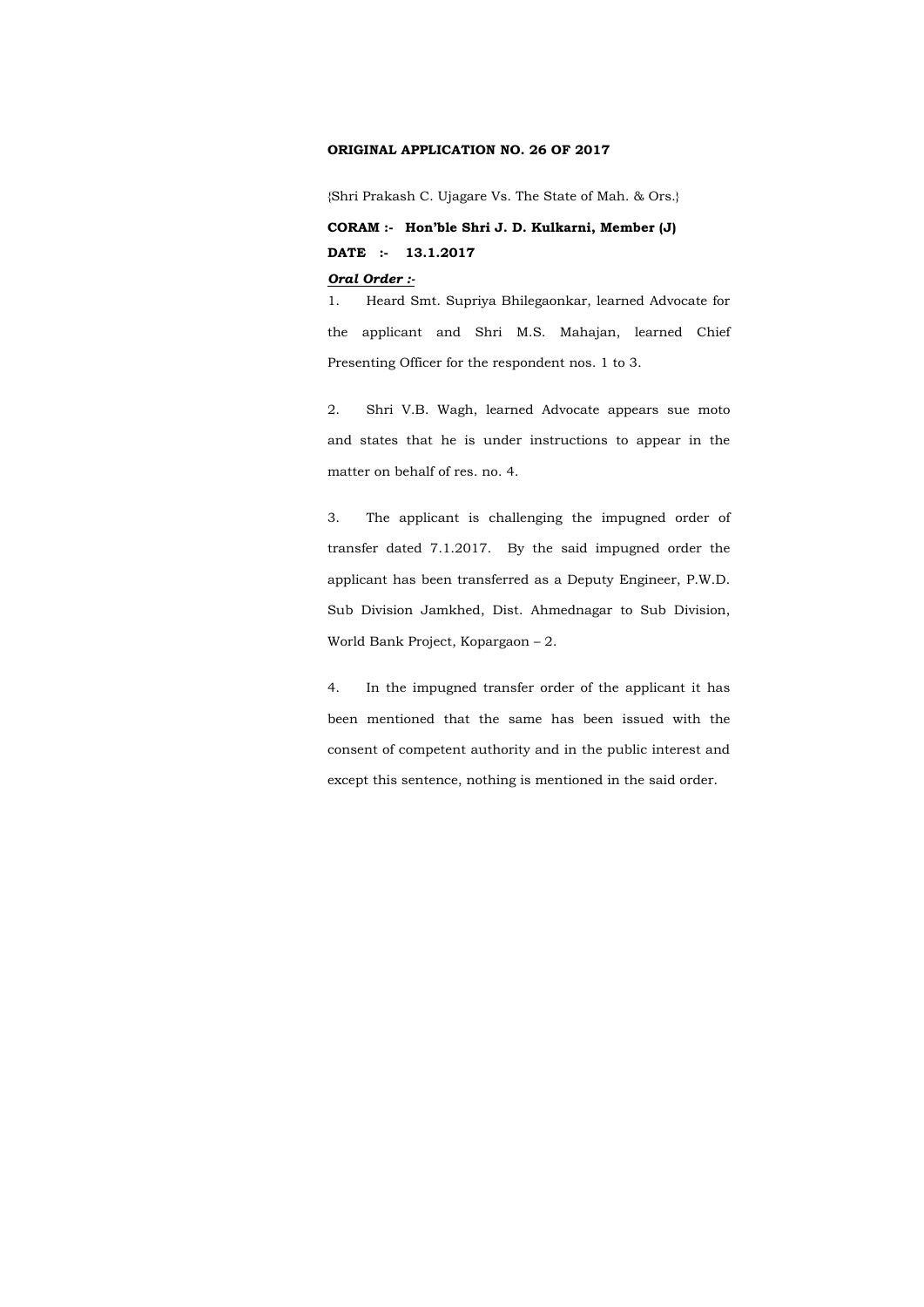**ORIGINAL APPLICATION NO. 26 OF 2017**

{Shri Prakash C. Ujagare Vs. The State of Mah. & Ors.}

**CORAM :- Hon'ble Shri J. D. Kulkarni, Member (J)**

**DATE :- 13.1.2017**

***Oral Order :-***

1. Heard Smt. Supriya Bhilegaonkar, learned Advocate for the applicant and Shri M.S. Mahajan, learned Chief Presenting Officer for the respondent nos. 1 to 3.

2. Shri V.B. Wagh, learned Advocate appears sue moto and states that he is under instructions to appear in the matter on behalf of res. no. 4.

3. The applicant is challenging the impugned order of transfer dated 7.1.2017. By the said impugned order the applicant has been transferred as a Deputy Engineer, P.W.D. Sub Division Jamkhed, Dist. Ahmednagar to Sub Division, World Bank Project, Kopargaon – 2.

4. In the impugned transfer order of the applicant it has been mentioned that the same has been issued with the consent of competent authority and in the public interest and except this sentence, nothing is mentioned in the said order.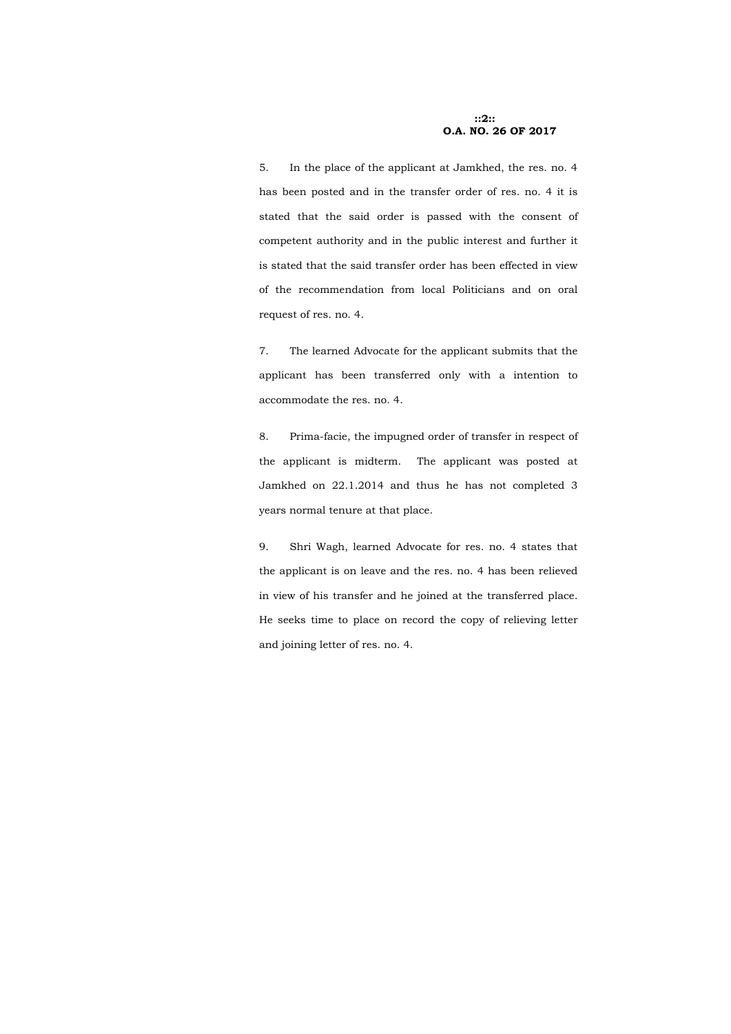5. In the place of the applicant at Jamkhed, the res. no. 4 has been posted and in the transfer order of res. no. 4 it is stated that the said order is passed with the consent of competent authority and in the public interest and further it is stated that the said transfer order has been effected in view of the recommendation from local Politicians and on oral request of res. no. 4.

7. The learned Advocate for the applicant submits that the applicant has been transferred only with a intention to accommodate the res. no. 4.

8. Prima-facie, the impugned order of transfer in respect of the applicant is midterm. The applicant was posted at Jamkhed on 22.1.2014 and thus he has not completed 3 years normal tenure at that place.

9. Shri Wagh, learned Advocate for res. no. 4 states that the applicant is on leave and the res. no. 4 has been relieved in view of his transfer and he joined at the transferred place. He seeks time to place on record the copy of relieving letter and joining letter of res. no. 4.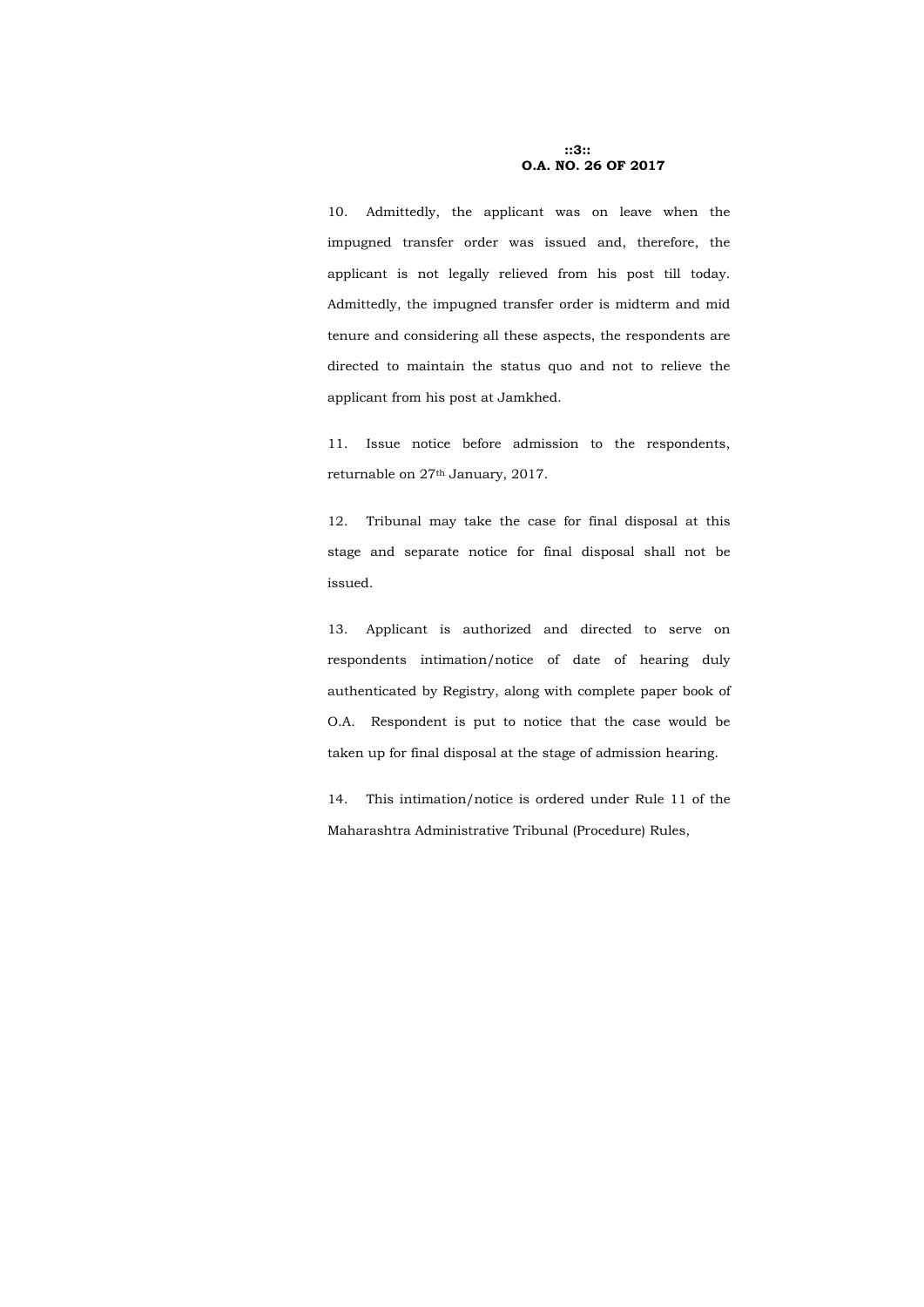10. Admittedly, the applicant was on leave when the impugned transfer order was issued and, therefore, the applicant is not legally relieved from his post till today. Admittedly, the impugned transfer order is midterm and mid tenure and considering all these aspects, the respondents are directed to maintain the status quo and not to relieve the applicant from his post at Jamkhed.

11. Issue notice before admission to the respondents, returnable on 27th January, 2017.

12. Tribunal may take the case for final disposal at this stage and separate notice for final disposal shall not be issued.

13. Applicant is authorized and directed to serve on respondents intimation/notice of date of hearing duly authenticated by Registry, along with complete paper book of O.A. Respondent is put to notice that the case would be taken up for final disposal at the stage of admission hearing.

14. This intimation/notice is ordered under Rule 11 of the Maharashtra Administrative Tribunal (Procedure) Rules,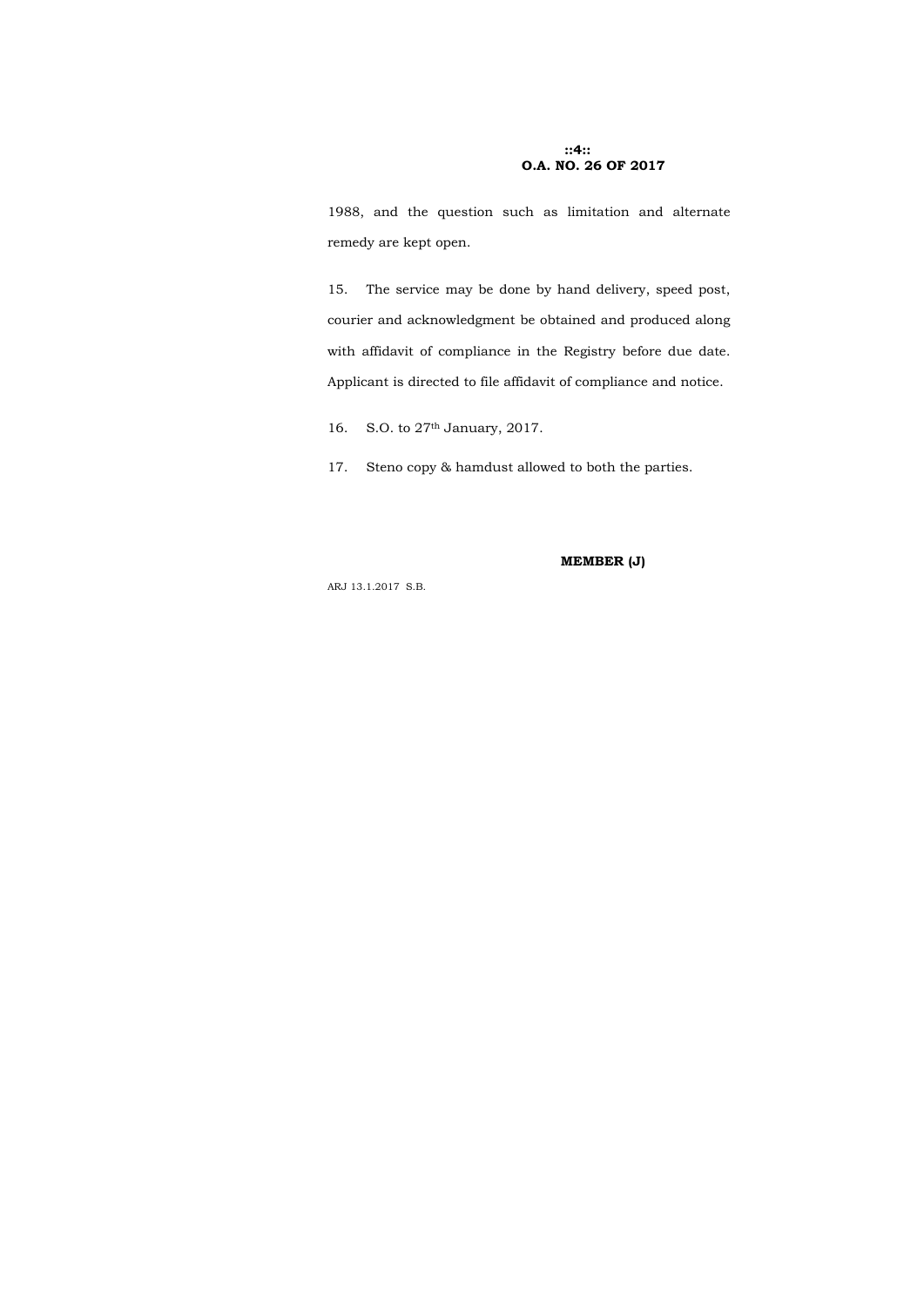1988, and the question such as limitation and alternate remedy are kept open.

15. The service may be done by hand delivery, speed post, courier and acknowledgment be obtained and produced along with affidavit of compliance in the Registry before due date. Applicant is directed to file affidavit of compliance and notice.

16. S.O. to 27th January, 2017.

17. Steno copy & hamdust allowed to both the parties.

**MEMBER (J)**

ARJ 13.1.2017 S.B.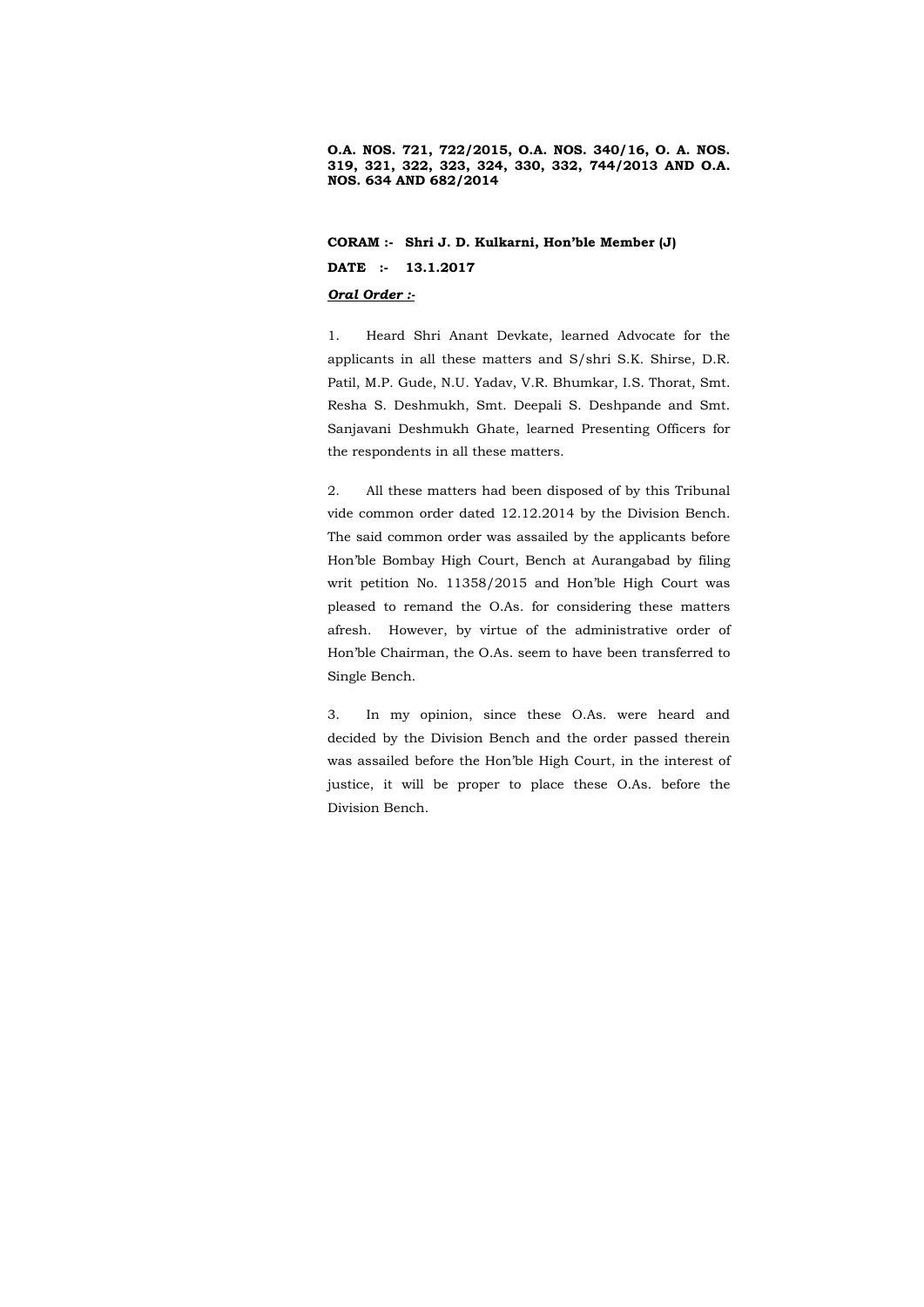**O.A. NOS. 721, 722/2015, O.A. NOS. 340/16, O. A. NOS. 319, 321, 322, 323, 324, 330, 332, 744/2013 AND O.A. NOS. 634 AND 682/2014**

**CORAM :- Shri J. D. Kulkarni, Hon'ble Member (J)**

**DATE :- 13.1.2017**

***Oral Order :-***

1. Heard Shri Anant Devkate, learned Advocate for the applicants in all these matters and S/shri S.K. Shirse, D.R. Patil, M.P. Gude, N.U. Yadav, V.R. Bhumkar, I.S. Thorat, Smt. Resha S. Deshmukh, Smt. Deepali S. Deshpande and Smt. Sanjavani Deshmukh Ghate, learned Presenting Officers for the respondents in all these matters.

2. All these matters had been disposed of by this Tribunal vide common order dated 12.12.2014 by the Division Bench. The said common order was assailed by the applicants before Hon'ble Bombay High Court, Bench at Aurangabad by filing writ petition No. 11358/2015 and Hon'ble High Court was pleased to remand the O.As. for considering these matters afresh. However, by virtue of the administrative order of Hon'ble Chairman, the O.As. seem to have been transferred to Single Bench.

3. In my opinion, since these O.As. were heard and decided by the Division Bench and the order passed therein was assailed before the Hon'ble High Court, in the interest of justice, it will be proper to place these O.As. before the Division Bench.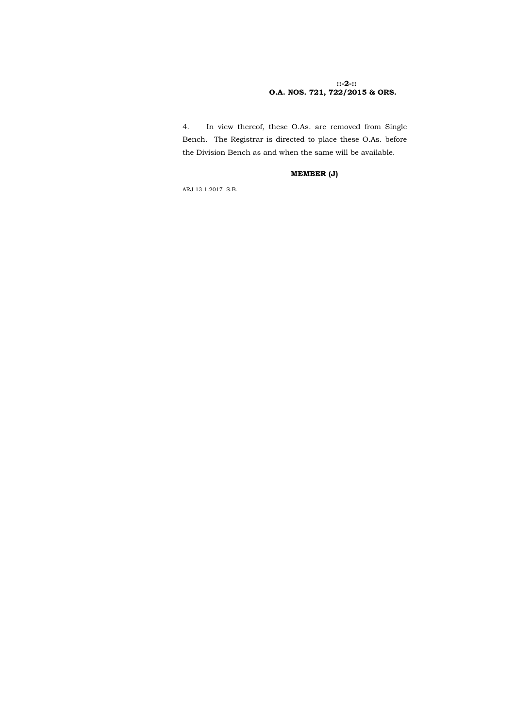4. In view thereof, these O.As. are removed from Single Bench. The Registrar is directed to place these O.As. before the Division Bench as and when the same will be available.

**MEMBER (J)**

ARJ 13.1.2017 S.B.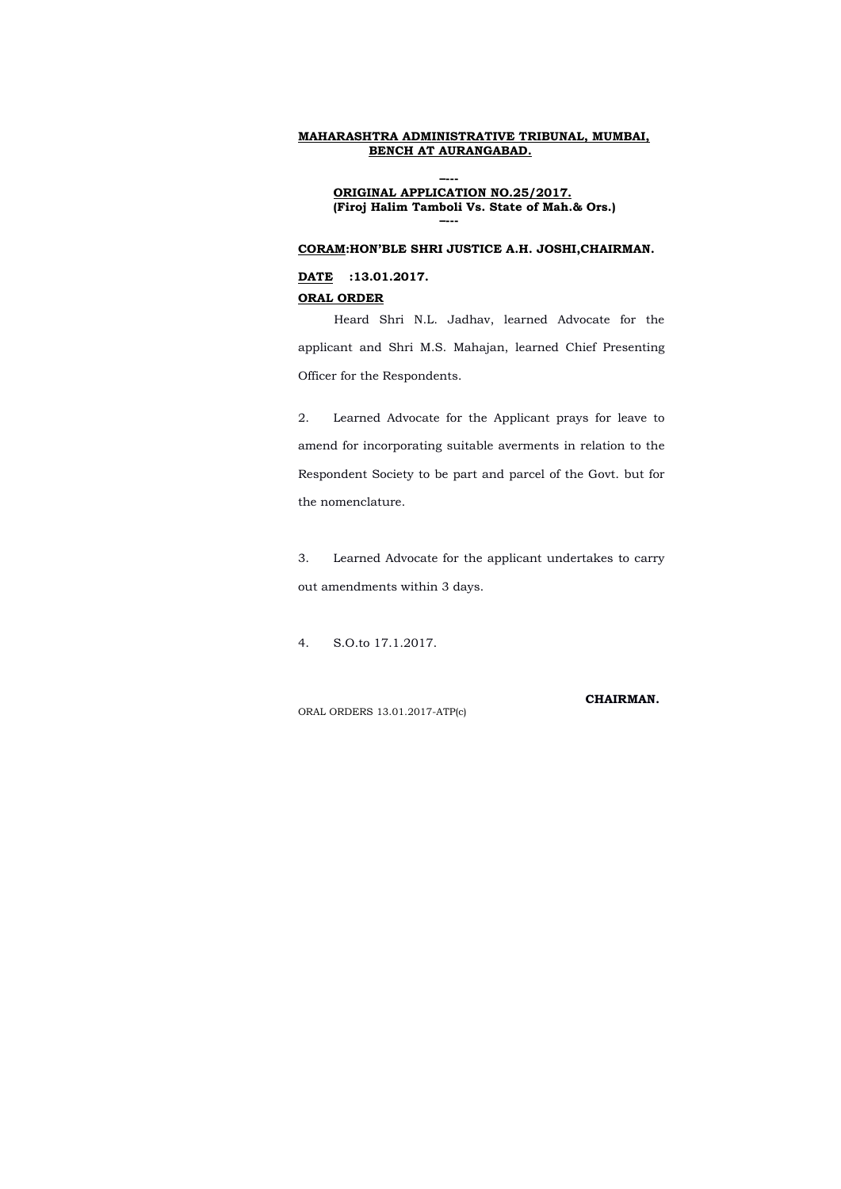**MAHARASHTRA ADMINISTRATIVE TRIBUNAL, MUMBAI, BENCH AT AURANGABAD.**

----

**ORIGINAL APPLICATION NO.25/2017.**
**(Firoj Halim Tamboli Vs. State of Mah.& Ors.)**

----

**CORAM:HON'BLE SHRI JUSTICE A.H. JOSHI,CHAIRMAN.**

**DATE :13.01.2017.**

**ORAL ORDER**

Heard Shri N.L. Jadhav, learned Advocate for the applicant and Shri M.S. Mahajan, learned Chief Presenting Officer for the Respondents.

2. Learned Advocate for the Applicant prays for leave to amend for incorporating suitable averments in relation to the Respondent Society to be part and parcel of the Govt. but for the nomenclature.

3. Learned Advocate for the applicant undertakes to carry out amendments within 3 days.

4. S.O.to 17.1.2017.

**CHAIRMAN.**

ORAL ORDERS 13.01.2017-ATP(c)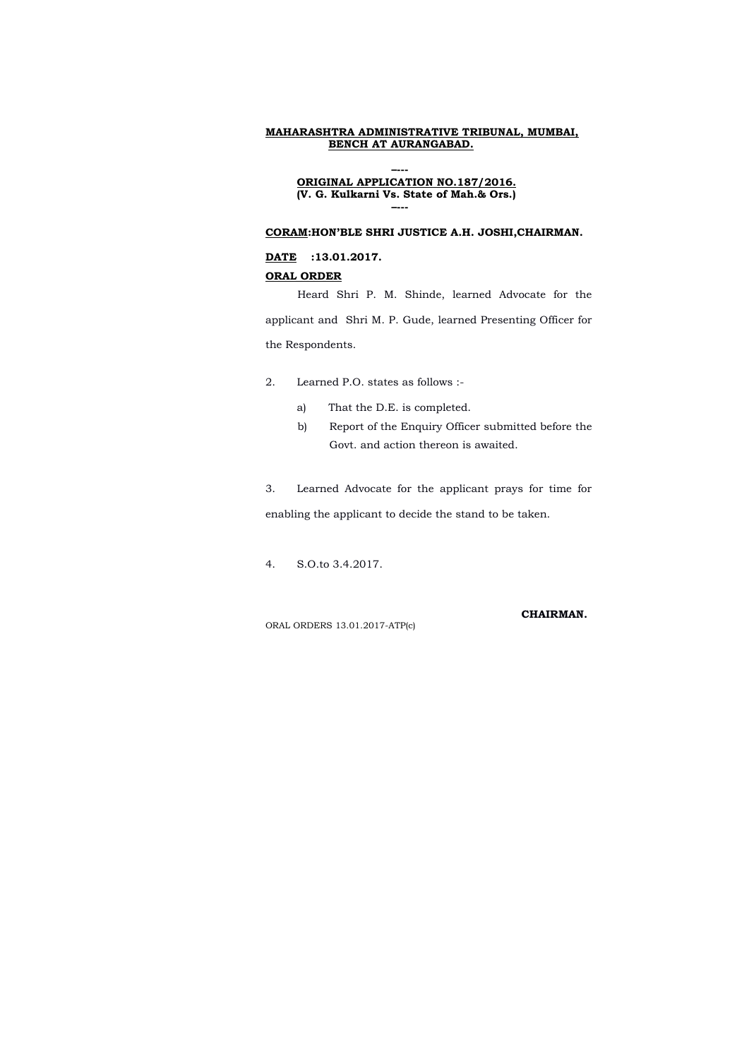**MAHARASHTRA ADMINISTRATIVE TRIBUNAL, MUMBAI, BENCH AT AURANGABAD.**

----

**ORIGINAL APPLICATION NO.187/2016.**
**(V. G. Kulkarni Vs. State of Mah.& Ors.)**

----

**CORAM:HON'BLE SHRI JUSTICE A.H. JOSHI,CHAIRMAN.**

**DATE :13.01.2017.**

**ORAL ORDER**

Heard Shri P. M. Shinde, learned Advocate for the applicant and Shri M. P. Gude, learned Presenting Officer for the Respondents.

2. Learned P.O. states as follows :-

a) That the D.E. is completed.

b) Report of the Enquiry Officer submitted before the Govt. and action thereon is awaited.

3. Learned Advocate for the applicant prays for time for enabling the applicant to decide the stand to be taken.

4. S.O.to 3.4.2017.

**CHAIRMAN.**

ORAL ORDERS 13.01.2017-ATP(c)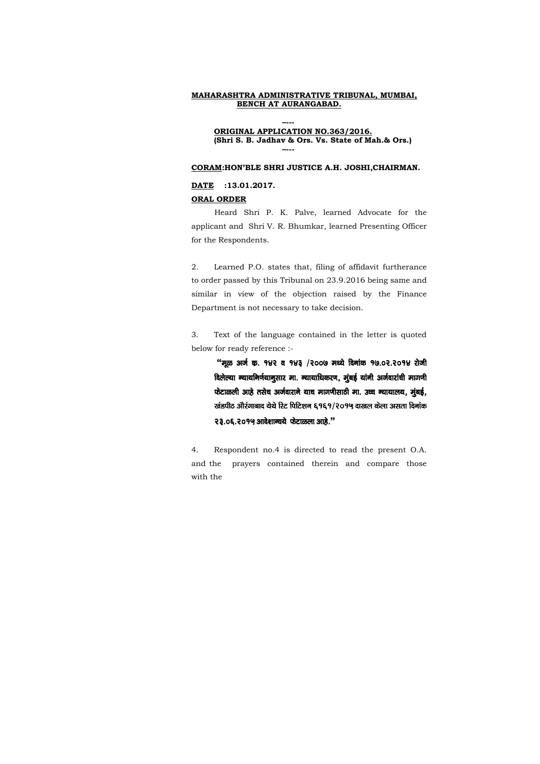**MAHARASHTRA ADMINISTRATIVE TRIBUNAL, MUMBAI, BENCH AT AURANGABAD.**

----

**ORIGINAL APPLICATION NO.363/2016.**
**(Shri S. B. Jadhav & Ors. Vs. State of Mah.& Ors.)**

----

**CORAM:HON'BLE SHRI JUSTICE A.H. JOSHI,CHAIRMAN.**

**DATE :13.01.2017.**

**ORAL ORDER**

Heard Shri P. K. Palve, learned Advocate for the applicant and Shri V. R. Bhumkar, learned Presenting Officer for the Respondents.

2. Learned P.O. states that, filing of affidavit furtherance to order passed by this Tribunal on 23.9.2016 being same and similar in view of the objection raised by the Finance Department is not necessary to take decision.

3. Text of the language contained in the letter is quoted below for ready reference :-

> **"मूळ अर्ज क्र. १४२ व १४३ /२००७ मध्ये दिनांक १७.०२.२०१४ रोजी दिलेल्या न्यायनिर्णयानुसार मा. न्यायाधिकरण, मुंबई यांनी अर्जदारांची मागणी फेटाळली आहे तसेच अर्जदाराने याच मागणीसाठी मा. उच्च न्यायालय, मुंबई, खंडपीठ औरंगाबाद येथे रिट पिटिशन ६१६१/२०१५ दाखल केला असता दिनांक २३.०६.२०१५ आदेशान्वये फेटाळला आहे."**

4. Respondent no.4 is directed to read the present O.A. and the prayers contained therein and compare those with the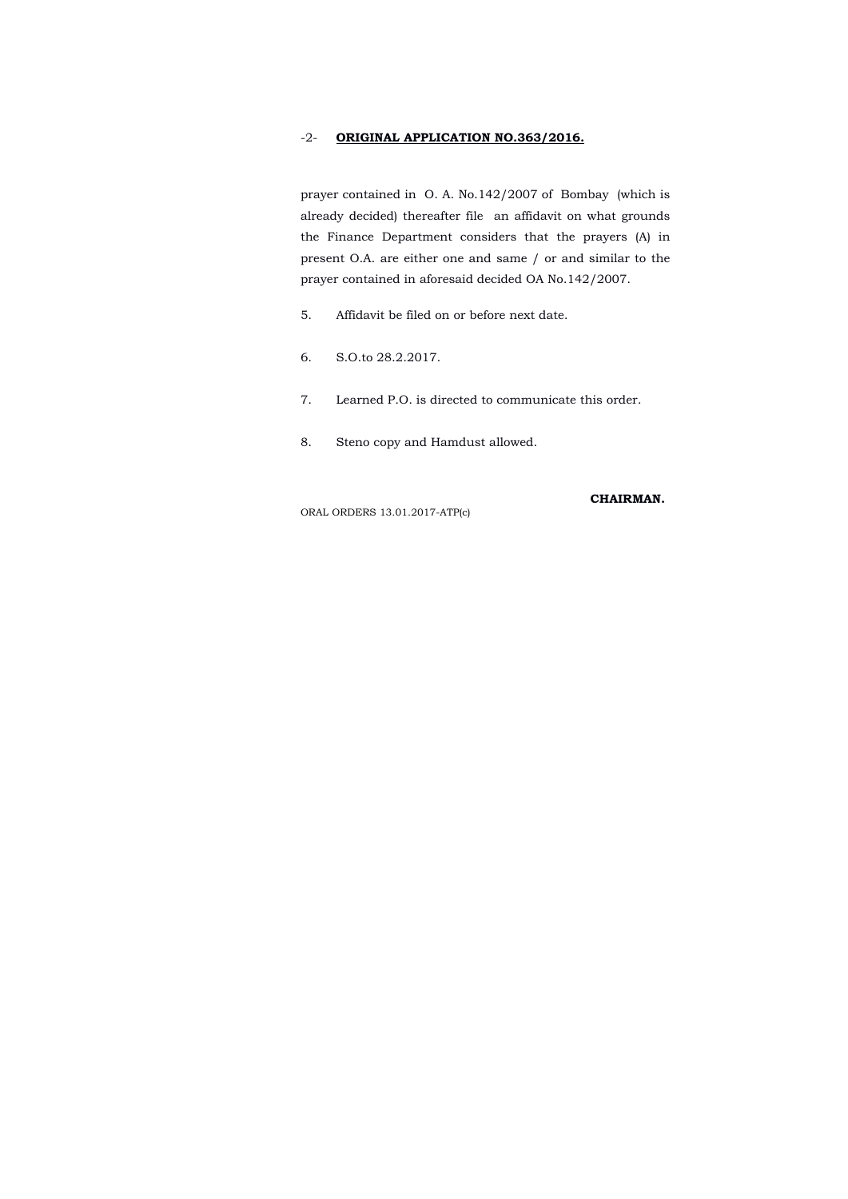-2- **ORIGINAL APPLICATION NO.363/2016.**

prayer contained in O. A. No.142/2007 of Bombay (which is already decided) thereafter file an affidavit on what grounds the Finance Department considers that the prayers (A) in present O.A. are either one and same / or and similar to the prayer contained in aforesaid decided OA No.142/2007.

5. Affidavit be filed on or before next date.

6. S.O.to 28.2.2017.

7. Learned P.O. is directed to communicate this order.

8. Steno copy and Hamdust allowed.

**CHAIRMAN.**

ORAL ORDERS 13.01.2017-ATP(c)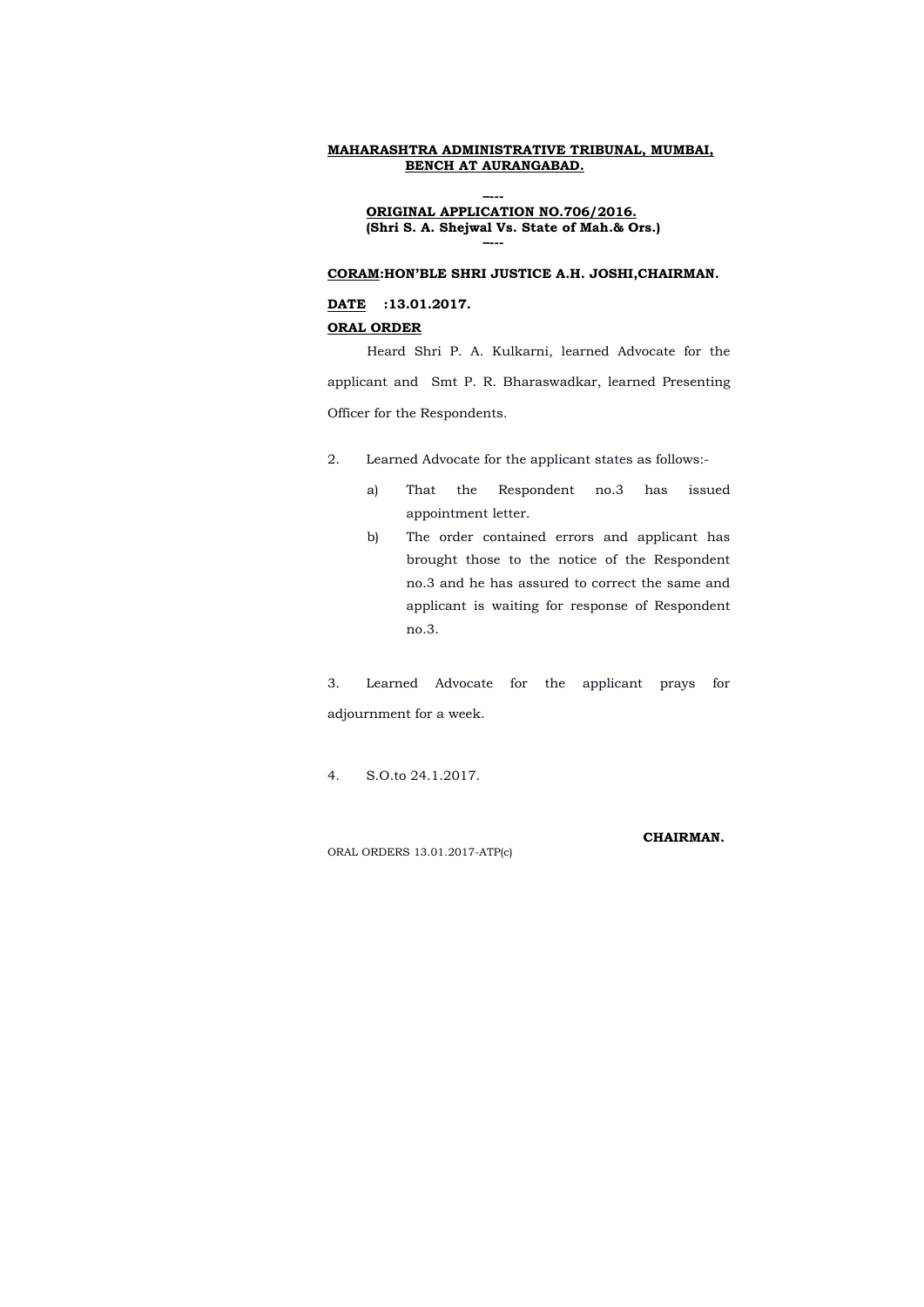**MAHARASHTRA ADMINISTRATIVE TRIBUNAL, MUMBAI, BENCH AT AURANGABAD.**

----

**ORIGINAL APPLICATION NO.706/2016.**
**(Shri S. A. Shejwal Vs. State of Mah.& Ors.)**

----

**CORAM:HON'BLE SHRI JUSTICE A.H. JOSHI,CHAIRMAN.**

**DATE :13.01.2017.**

**ORAL ORDER**

Heard Shri P. A. Kulkarni, learned Advocate for the applicant and Smt P. R. Bharaswadkar, learned Presenting Officer for the Respondents.

2. Learned Advocate for the applicant states as follows:-

a) That the Respondent no.3 has issued appointment letter.

b) The order contained errors and applicant has brought those to the notice of the Respondent no.3 and he has assured to correct the same and applicant is waiting for response of Respondent no.3.

3. Learned Advocate for the applicant prays for adjournment for a week.

4. S.O.to 24.1.2017.

**CHAIRMAN.**

ORAL ORDERS 13.01.2017-ATP(c)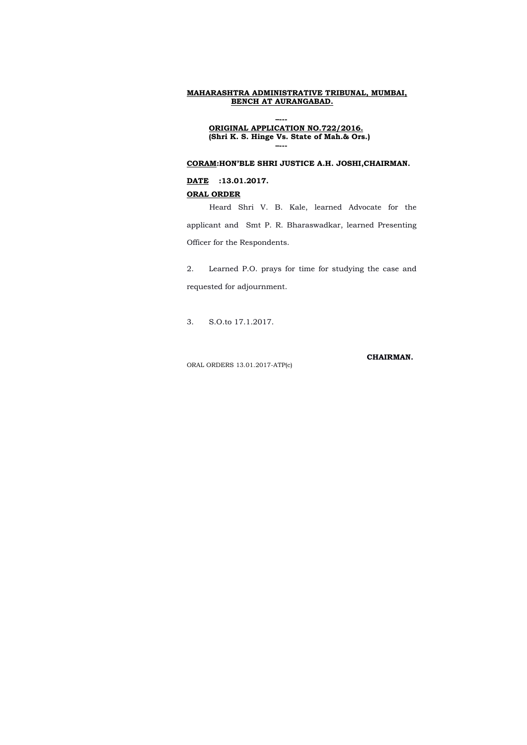**MAHARASHTRA ADMINISTRATIVE TRIBUNAL, MUMBAI, BENCH AT AURANGABAD.**

----

**ORIGINAL APPLICATION NO.722/2016.**
**(Shri K. S. Hinge Vs. State of Mah.& Ors.)**

----

**CORAM:HON'BLE SHRI JUSTICE A.H. JOSHI,CHAIRMAN.**

**DATE :13.01.2017.**

**ORAL ORDER**

Heard Shri V. B. Kale, learned Advocate for the applicant and Smt P. R. Bharaswadkar, learned Presenting Officer for the Respondents.

2. Learned P.O. prays for time for studying the case and requested for adjournment.

3. S.O.to 17.1.2017.

**CHAIRMAN.**

ORAL ORDERS 13.01.2017-ATP(c)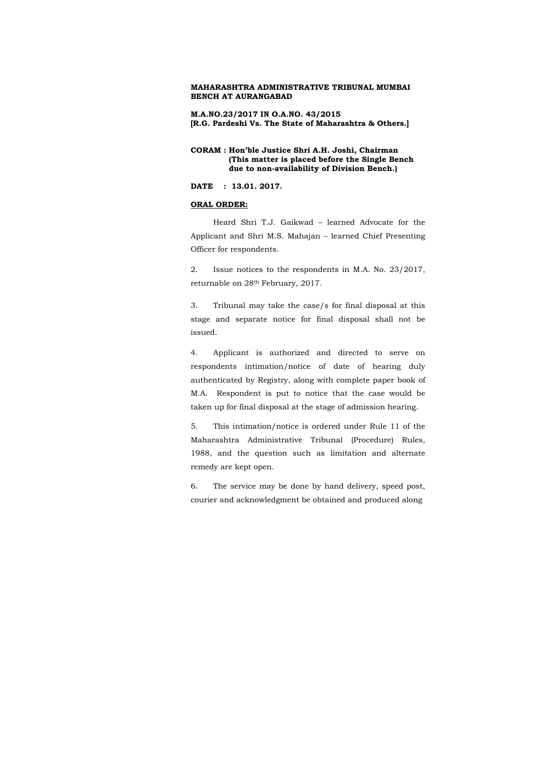**MAHARASHTRA ADMINISTRATIVE TRIBUNAL MUMBAI BENCH AT AURANGABAD**

**M.A.NO.23/2017 IN O.A.NO. 43/2015**
**[R.G. Pardeshi Vs. The State of Maharashtra & Others.]**

**CORAM : Hon'ble Justice Shri A.H. Joshi, Chairman**
**(This matter is placed before the Single Bench due to non-availability of Division Bench.)**

**DATE : 13.01. 2017.**

**ORAL ORDER:**

Heard Shri T.J. Gaikwad – learned Advocate for the Applicant and Shri M.S. Mahajan – learned Chief Presenting Officer for respondents.

2. Issue notices to the respondents in M.A. No. 23/2017, returnable on 28th February, 2017.

3. Tribunal may take the case/s for final disposal at this stage and separate notice for final disposal shall not be issued.

4. Applicant is authorized and directed to serve on respondents intimation/notice of date of hearing duly authenticated by Registry, along with complete paper book of M.A. Respondent is put to notice that the case would be taken up for final disposal at the stage of admission hearing.

5. This intimation/notice is ordered under Rule 11 of the Maharashtra Administrative Tribunal (Procedure) Rules, 1988, and the question such as limitation and alternate remedy are kept open.

6. The service may be done by hand delivery, speed post, courier and acknowledgment be obtained and produced along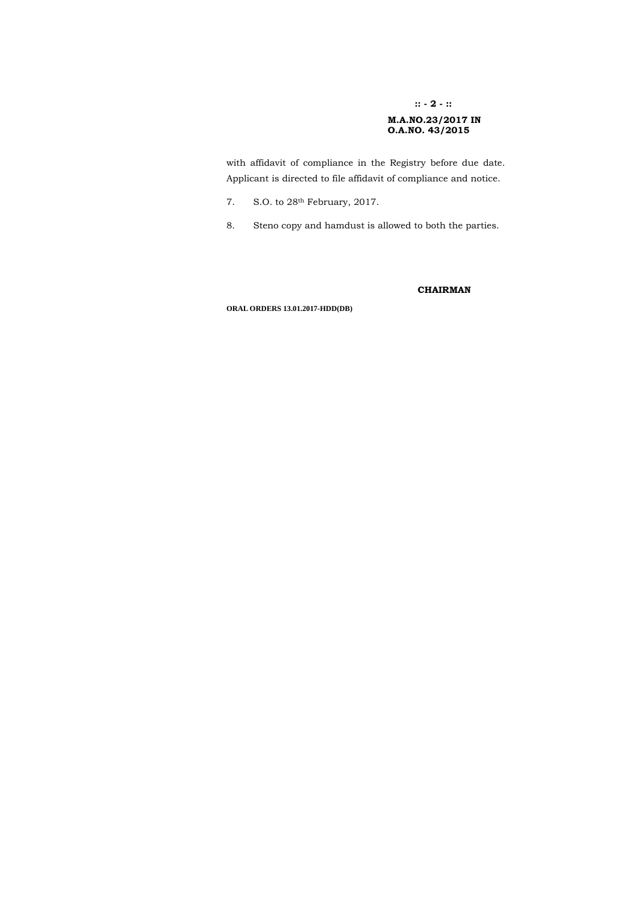**M.A.NO.23/2017 IN**
**O.A.NO. 43/2015**

with affidavit of compliance in the Registry before due date. Applicant is directed to file affidavit of compliance and notice.

7. S.O. to 28th February, 2017.

8. Steno copy and hamdust is allowed to both the parties.

**CHAIRMAN**

**ORAL ORDERS 13.01.2017-HDD(DB)**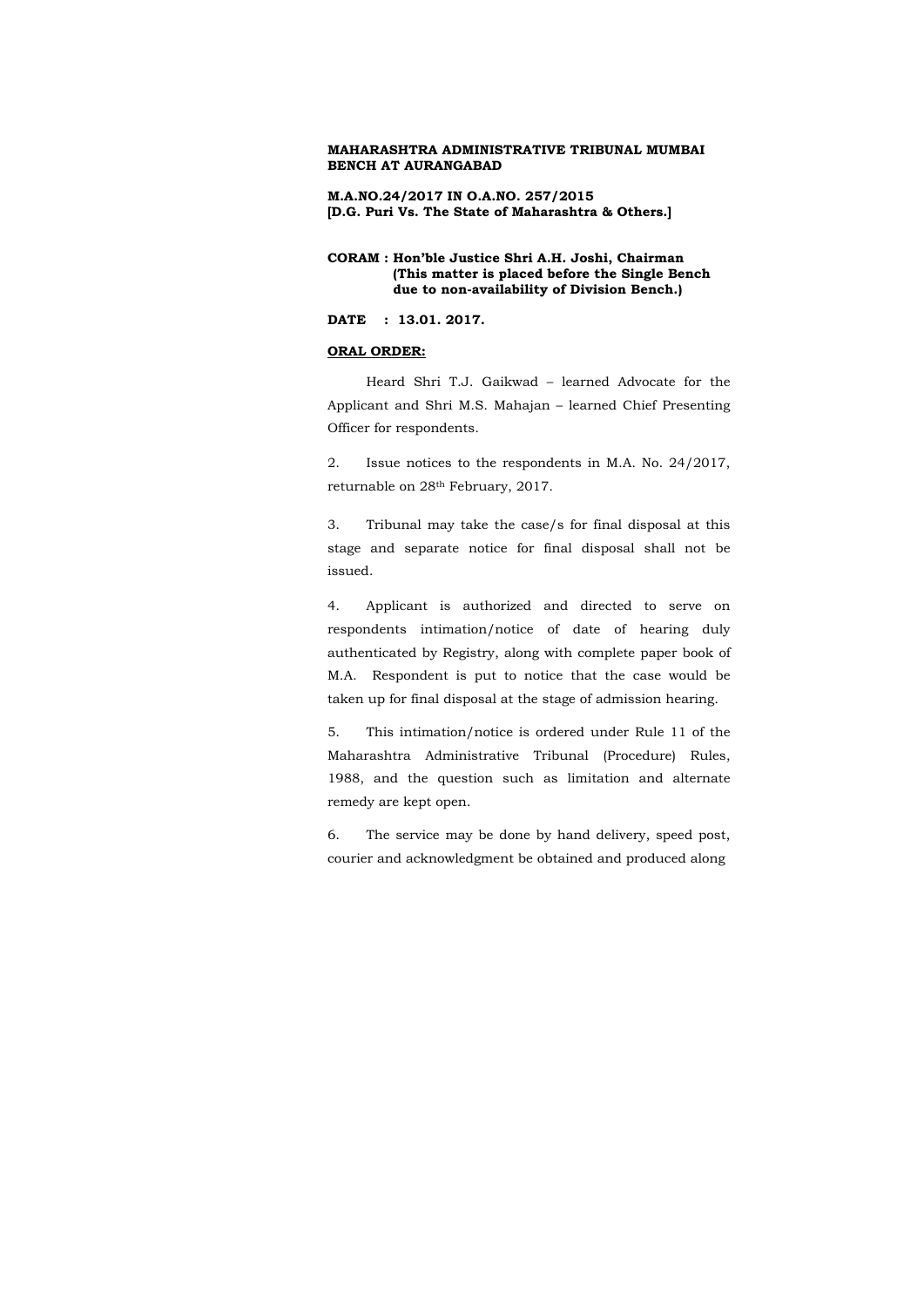**MAHARASHTRA ADMINISTRATIVE TRIBUNAL MUMBAI BENCH AT AURANGABAD**

**M.A.NO.24/2017 IN O.A.NO. 257/2015**
**[D.G. Puri Vs. The State of Maharashtra & Others.]**

**CORAM : Hon'ble Justice Shri A.H. Joshi, Chairman**
**(This matter is placed before the Single Bench due to non-availability of Division Bench.)**

**DATE : 13.01. 2017.**

**ORAL ORDER:**

Heard Shri T.J. Gaikwad – learned Advocate for the Applicant and Shri M.S. Mahajan – learned Chief Presenting Officer for respondents.

2. Issue notices to the respondents in M.A. No. 24/2017, returnable on 28th February, 2017.

3. Tribunal may take the case/s for final disposal at this stage and separate notice for final disposal shall not be issued.

4. Applicant is authorized and directed to serve on respondents intimation/notice of date of hearing duly authenticated by Registry, along with complete paper book of M.A. Respondent is put to notice that the case would be taken up for final disposal at the stage of admission hearing.

5. This intimation/notice is ordered under Rule 11 of the Maharashtra Administrative Tribunal (Procedure) Rules, 1988, and the question such as limitation and alternate remedy are kept open.

6. The service may be done by hand delivery, speed post, courier and acknowledgment be obtained and produced along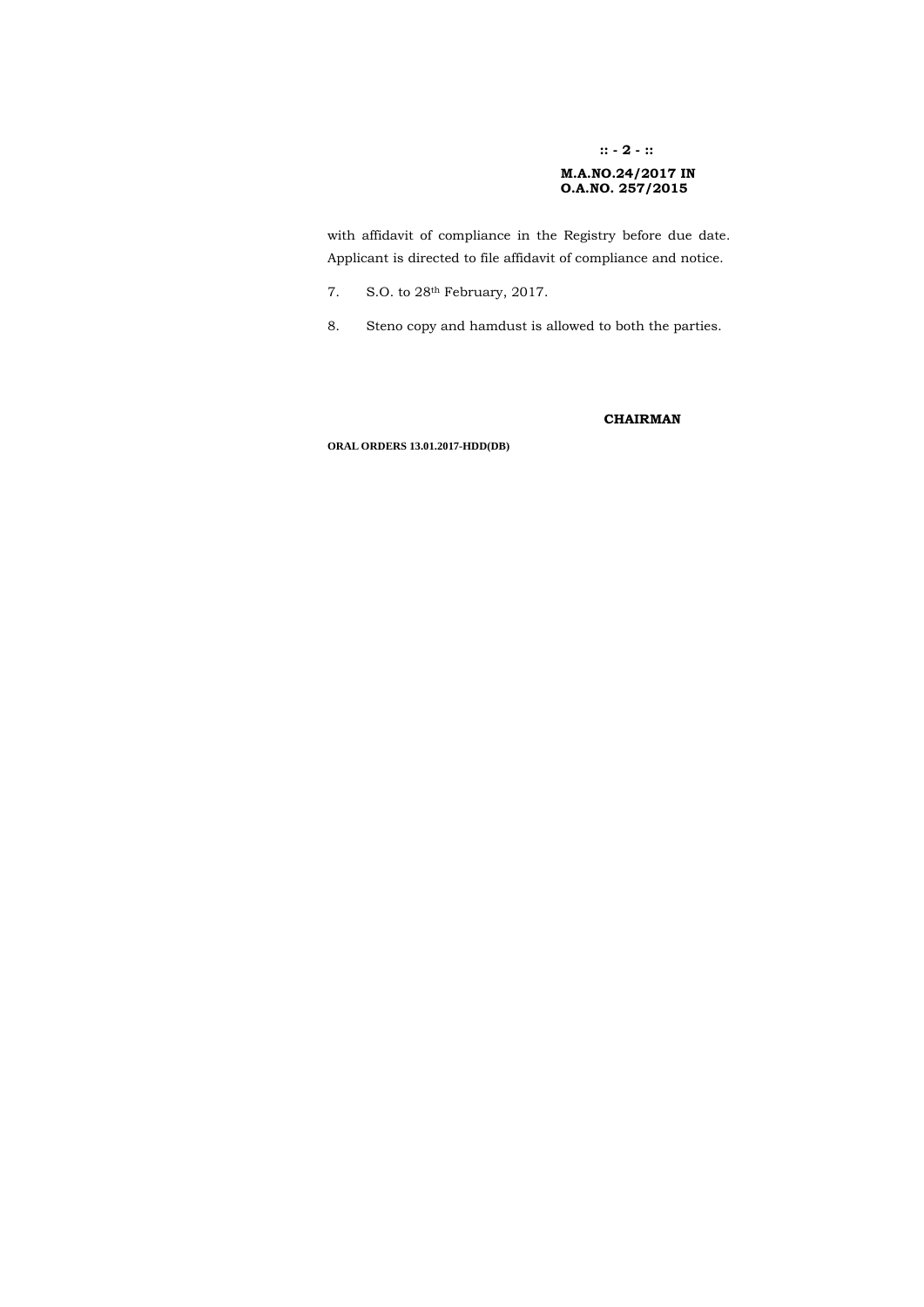**M.A.NO.24/2017 IN**
**O.A.NO. 257/2015**

with affidavit of compliance in the Registry before due date. Applicant is directed to file affidavit of compliance and notice.

7. S.O. to 28th February, 2017.

8. Steno copy and hamdust is allowed to both the parties.

**CHAIRMAN**

**ORAL ORDERS 13.01.2017-HDD(DB)**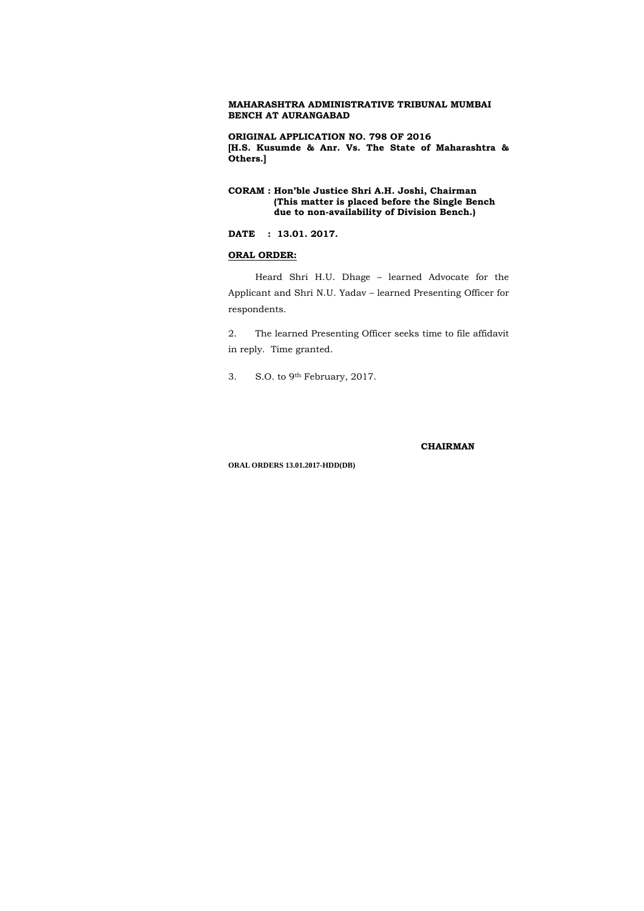**MAHARASHTRA ADMINISTRATIVE TRIBUNAL MUMBAI BENCH AT AURANGABAD**

**ORIGINAL APPLICATION NO. 798 OF 2016**
**[H.S. Kusumde & Anr. Vs. The State of Maharashtra & Others.]**

**CORAM : Hon'ble Justice Shri A.H. Joshi, Chairman**
**(This matter is placed before the Single Bench due to non-availability of Division Bench.)**

**DATE : 13.01. 2017.**

**ORAL ORDER:**

Heard Shri H.U. Dhage – learned Advocate for the Applicant and Shri N.U. Yadav – learned Presenting Officer for respondents.

2. The learned Presenting Officer seeks time to file affidavit in reply. Time granted.

3. S.O. to 9th February, 2017.

**CHAIRMAN**

**ORAL ORDERS 13.01.2017-HDD(DB)**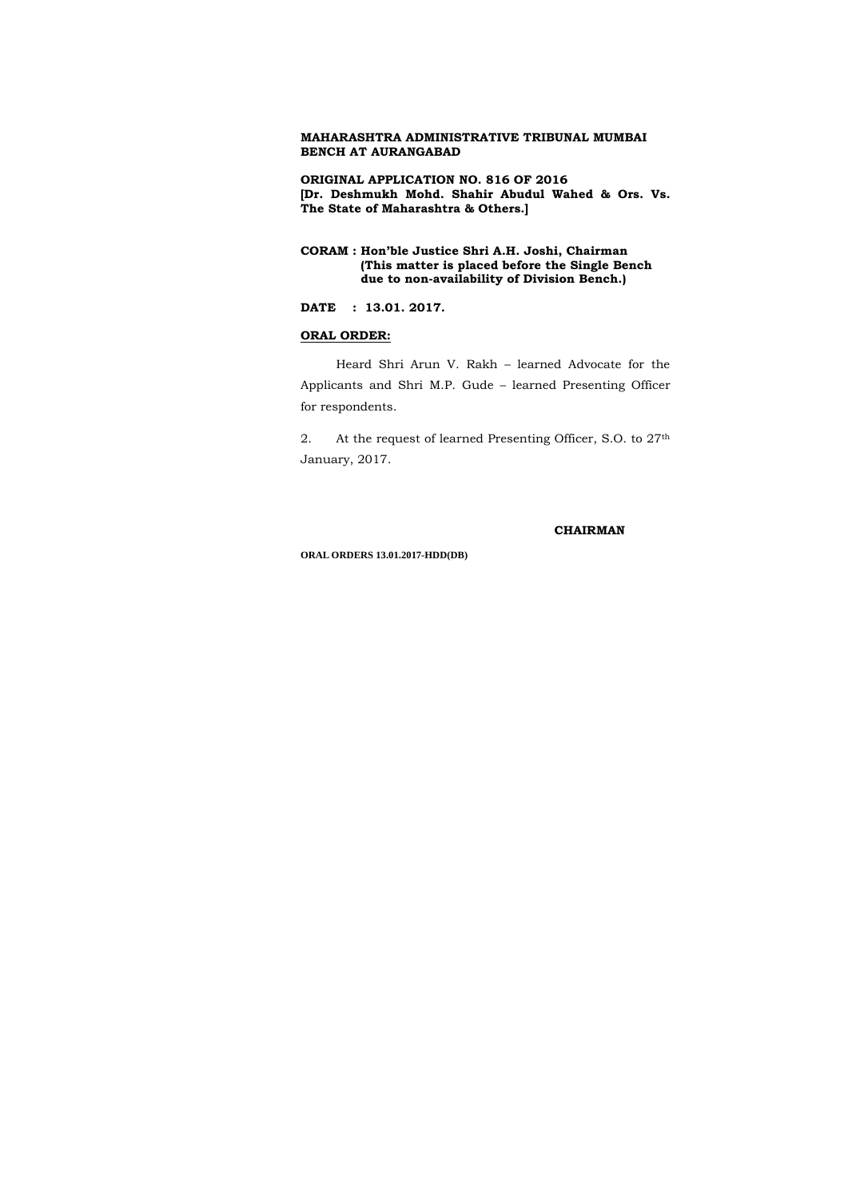**MAHARASHTRA ADMINISTRATIVE TRIBUNAL MUMBAI BENCH AT AURANGABAD**

**ORIGINAL APPLICATION NO. 816 OF 2016**
**[Dr. Deshmukh Mohd. Shahir Abudul Wahed & Ors. Vs. The State of Maharashtra & Others.]**

**CORAM : Hon'ble Justice Shri A.H. Joshi, Chairman**
**(This matter is placed before the Single Bench due to non-availability of Division Bench.)**

**DATE : 13.01. 2017.**

**ORAL ORDER:**

Heard Shri Arun V. Rakh – learned Advocate for the Applicants and Shri M.P. Gude – learned Presenting Officer for respondents.

2. At the request of learned Presenting Officer, S.O. to 27th January, 2017.

**CHAIRMAN**

**ORAL ORDERS 13.01.2017-HDD(DB)**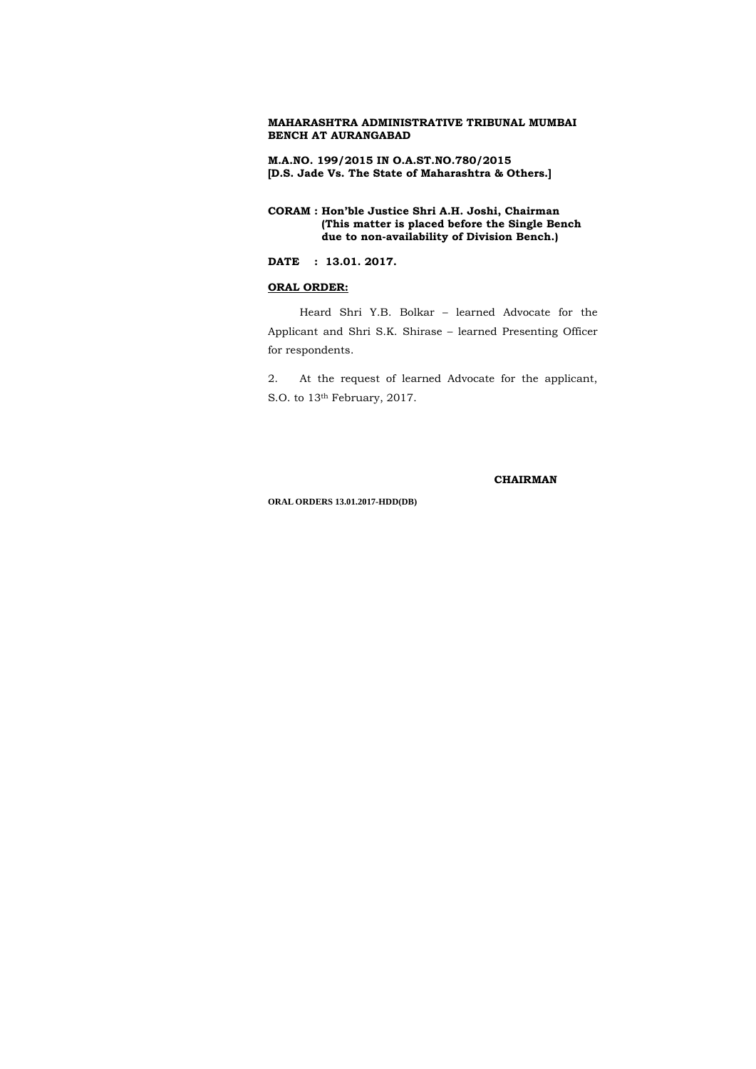**MAHARASHTRA ADMINISTRATIVE TRIBUNAL MUMBAI BENCH AT AURANGABAD**

**M.A.NO. 199/2015 IN O.A.ST.NO.780/2015**
**[D.S. Jade Vs. The State of Maharashtra & Others.]**

**CORAM : Hon'ble Justice Shri A.H. Joshi, Chairman**
**(This matter is placed before the Single Bench due to non-availability of Division Bench.)**

**DATE : 13.01. 2017.**

**ORAL ORDER:**

Heard Shri Y.B. Bolkar – learned Advocate for the Applicant and Shri S.K. Shirase – learned Presenting Officer for respondents.

2. At the request of learned Advocate for the applicant, S.O. to 13th February, 2017.

**CHAIRMAN**

**ORAL ORDERS 13.01.2017-HDD(DB)**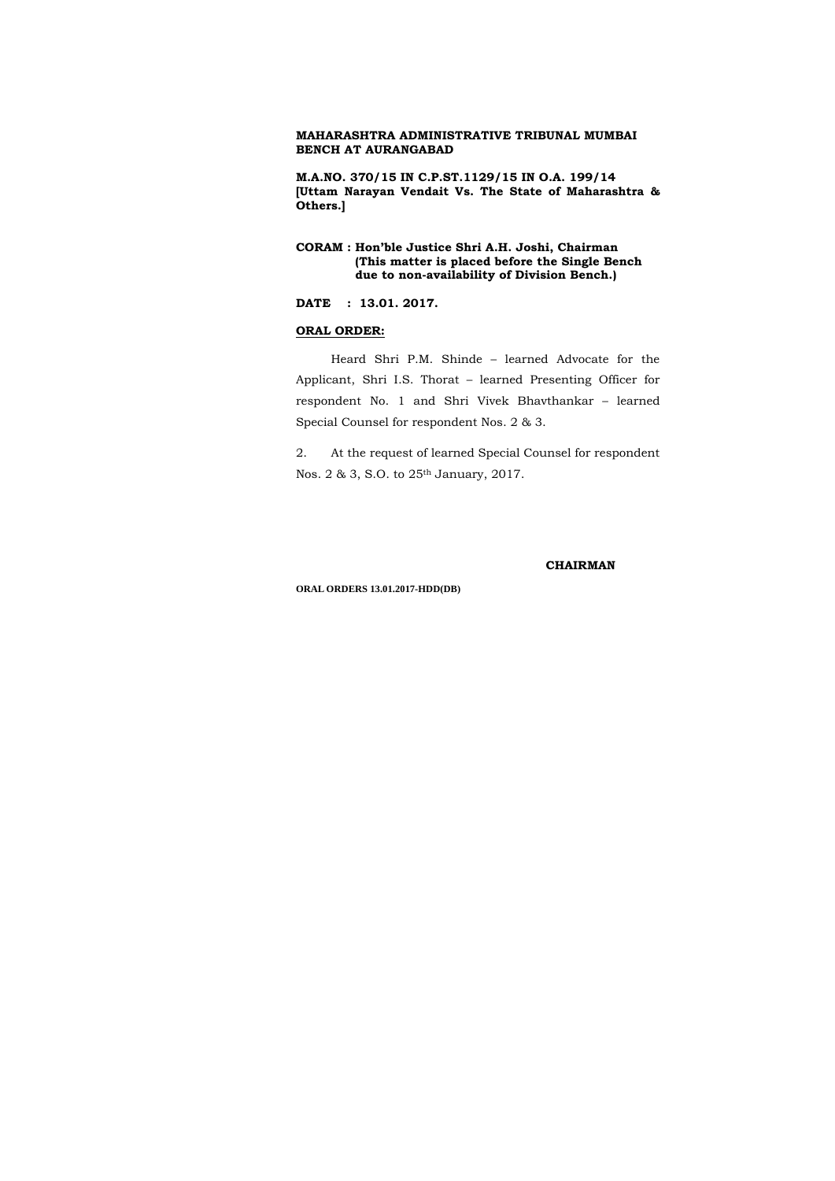**MAHARASHTRA ADMINISTRATIVE TRIBUNAL MUMBAI BENCH AT AURANGABAD**

**M.A.NO. 370/15 IN C.P.ST.1129/15 IN O.A. 199/14**
**[Uttam Narayan Vendait Vs. The State of Maharashtra & Others.]**

**CORAM : Hon'ble Justice Shri A.H. Joshi, Chairman**
**(This matter is placed before the Single Bench due to non-availability of Division Bench.)**

**DATE : 13.01. 2017.**

**ORAL ORDER:**

Heard Shri P.M. Shinde – learned Advocate for the Applicant, Shri I.S. Thorat – learned Presenting Officer for respondent No. 1 and Shri Vivek Bhavthankar – learned Special Counsel for respondent Nos. 2 & 3.

2. At the request of learned Special Counsel for respondent Nos. 2 & 3, S.O. to 25th January, 2017.

**CHAIRMAN**

**ORAL ORDERS 13.01.2017-HDD(DB)**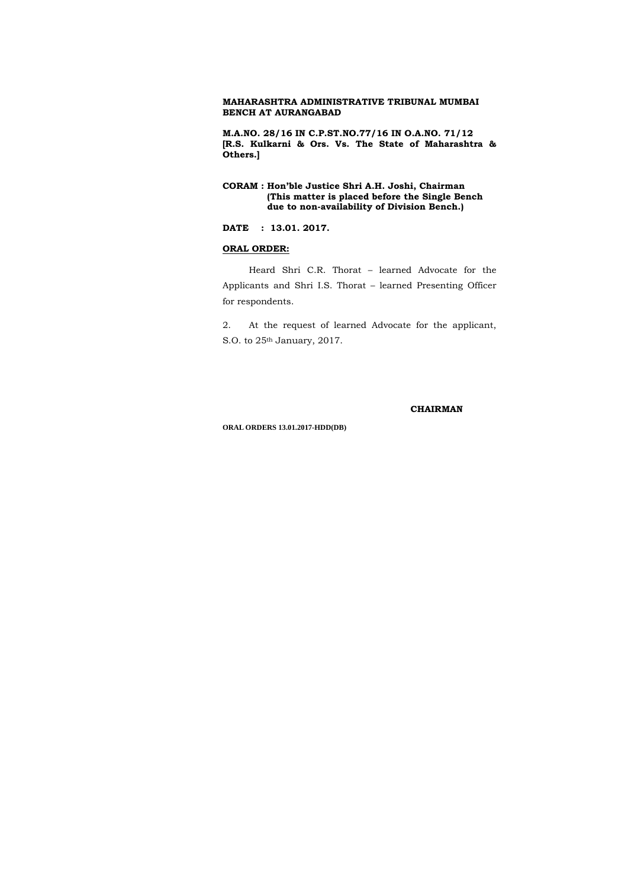**MAHARASHTRA ADMINISTRATIVE TRIBUNAL MUMBAI BENCH AT AURANGABAD**

**M.A.NO. 28/16 IN C.P.ST.NO.77/16 IN O.A.NO. 71/12 [R.S. Kulkarni & Ors. Vs. The State of Maharashtra & Others.]**

**CORAM : Hon'ble Justice Shri A.H. Joshi, Chairman (This matter is placed before the Single Bench due to non-availability of Division Bench.)**

**DATE : 13.01. 2017.**

**<u>ORAL ORDER:</u>**

Heard Shri C.R. Thorat – learned Advocate for the Applicants and Shri I.S. Thorat – learned Presenting Officer for respondents.

2. At the request of learned Advocate for the applicant, S.O. to 25th January, 2017.

**CHAIRMAN**

**ORAL ORDERS 13.01.2017-HDD(DB)**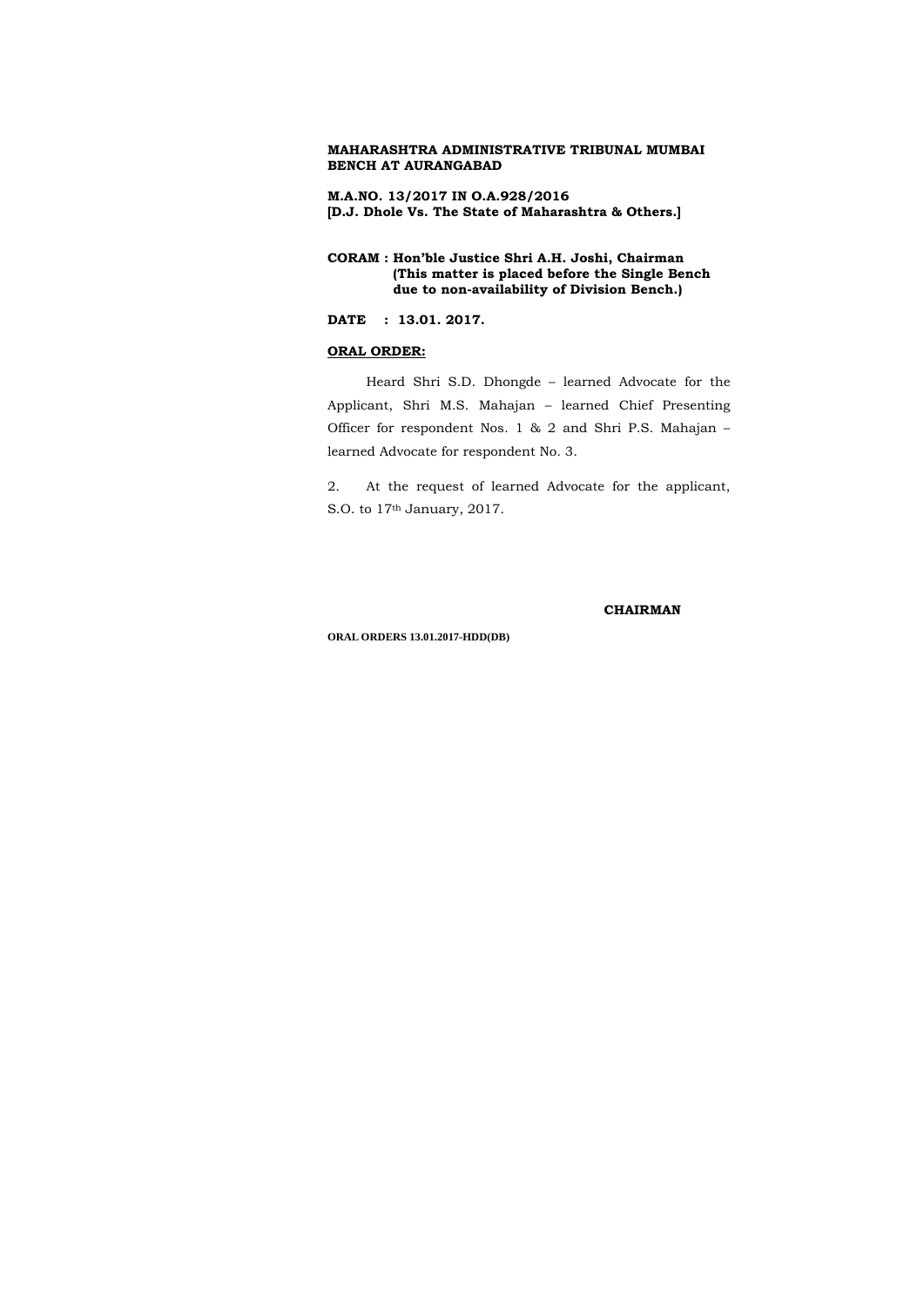**MAHARASHTRA ADMINISTRATIVE TRIBUNAL MUMBAI BENCH AT AURANGABAD**

**M.A.NO. 13/2017 IN O.A.928/2016**
**[D.J. Dhole Vs. The State of Maharashtra & Others.]**

**CORAM : Hon'ble Justice Shri A.H. Joshi, Chairman**
**(This matter is placed before the Single Bench due to non-availability of Division Bench.)**

**DATE : 13.01. 2017.**

**ORAL ORDER:**

Heard Shri S.D. Dhongde – learned Advocate for the Applicant, Shri M.S. Mahajan – learned Chief Presenting Officer for respondent Nos. 1 & 2 and Shri P.S. Mahajan – learned Advocate for respondent No. 3.

2. At the request of learned Advocate for the applicant, S.O. to 17th January, 2017.

**CHAIRMAN**

**ORAL ORDERS 13.01.2017-HDD(DB)**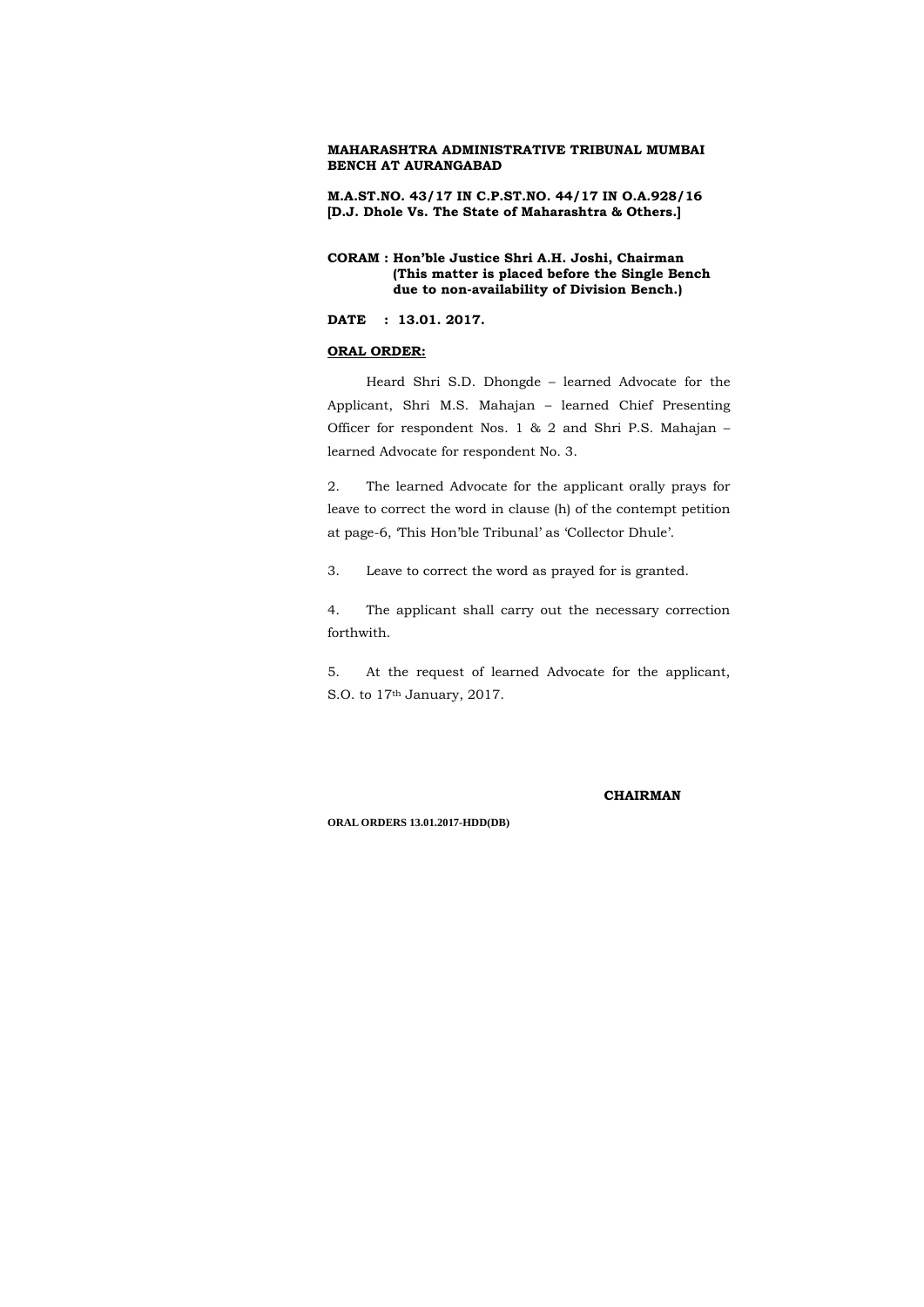**MAHARASHTRA ADMINISTRATIVE TRIBUNAL MUMBAI BENCH AT AURANGABAD**

**M.A.ST.NO. 43/17 IN C.P.ST.NO. 44/17 IN O.A.928/16**
**[D.J. Dhole Vs. The State of Maharashtra & Others.]**

**CORAM : Hon'ble Justice Shri A.H. Joshi, Chairman**
**(This matter is placed before the Single Bench due to non-availability of Division Bench.)**

**DATE : 13.01. 2017.**

**<u>ORAL ORDER:</u>**

Heard Shri S.D. Dhongde – learned Advocate for the Applicant, Shri M.S. Mahajan – learned Chief Presenting Officer for respondent Nos. 1 & 2 and Shri P.S. Mahajan – learned Advocate for respondent No. 3.

2. The learned Advocate for the applicant orally prays for leave to correct the word in clause (h) of the contempt petition at page-6, 'This Hon'ble Tribunal' as 'Collector Dhule'.

3. Leave to correct the word as prayed for is granted.

4. The applicant shall carry out the necessary correction forthwith.

5. At the request of learned Advocate for the applicant, S.O. to 17th January, 2017.

**CHAIRMAN**

**ORAL ORDERS 13.01.2017-HDD(DB)**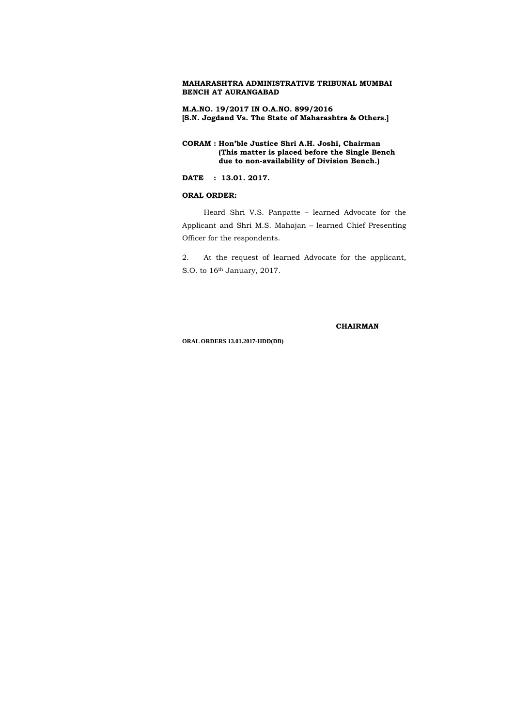**MAHARASHTRA ADMINISTRATIVE TRIBUNAL MUMBAI BENCH AT AURANGABAD**

**M.A.NO. 19/2017 IN O.A.NO. 899/2016**
**[S.N. Jogdand Vs. The State of Maharashtra & Others.]**

**CORAM : Hon'ble Justice Shri A.H. Joshi, Chairman**
**(This matter is placed before the Single Bench due to non-availability of Division Bench.)**

**DATE : 13.01. 2017.**

**ORAL ORDER:**

Heard Shri V.S. Panpatte – learned Advocate for the Applicant and Shri M.S. Mahajan – learned Chief Presenting Officer for the respondents.

2. At the request of learned Advocate for the applicant, S.O. to 16th January, 2017.

**CHAIRMAN**

**ORAL ORDERS 13.01.2017-HDD(DB)**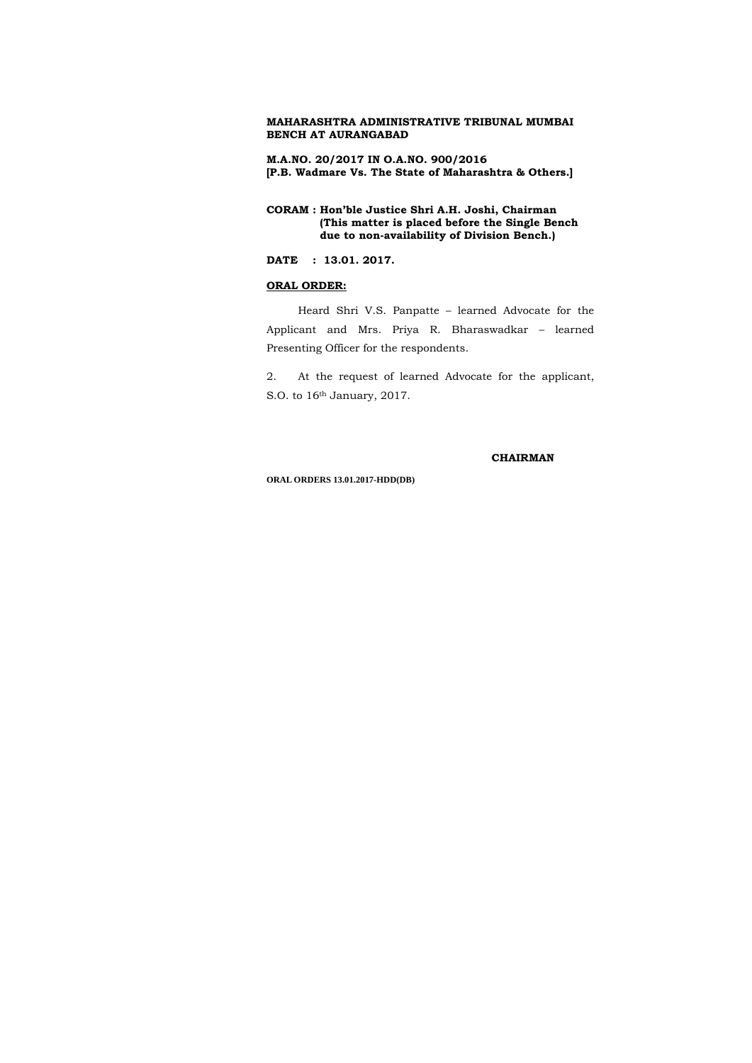**MAHARASHTRA ADMINISTRATIVE TRIBUNAL MUMBAI BENCH AT AURANGABAD**

**M.A.NO. 20/2017 IN O.A.NO. 900/2016**
**[P.B. Wadmare Vs. The State of Maharashtra & Others.]**

**CORAM : Hon'ble Justice Shri A.H. Joshi, Chairman**
**(This matter is placed before the Single Bench due to non-availability of Division Bench.)**

**DATE : 13.01. 2017.**

**ORAL ORDER:**

Heard Shri V.S. Panpatte – learned Advocate for the Applicant and Mrs. Priya R. Bharaswadkar – learned Presenting Officer for the respondents.

2. At the request of learned Advocate for the applicant, S.O. to 16th January, 2017.

**CHAIRMAN**

**ORAL ORDERS 13.01.2017-HDD(DB)**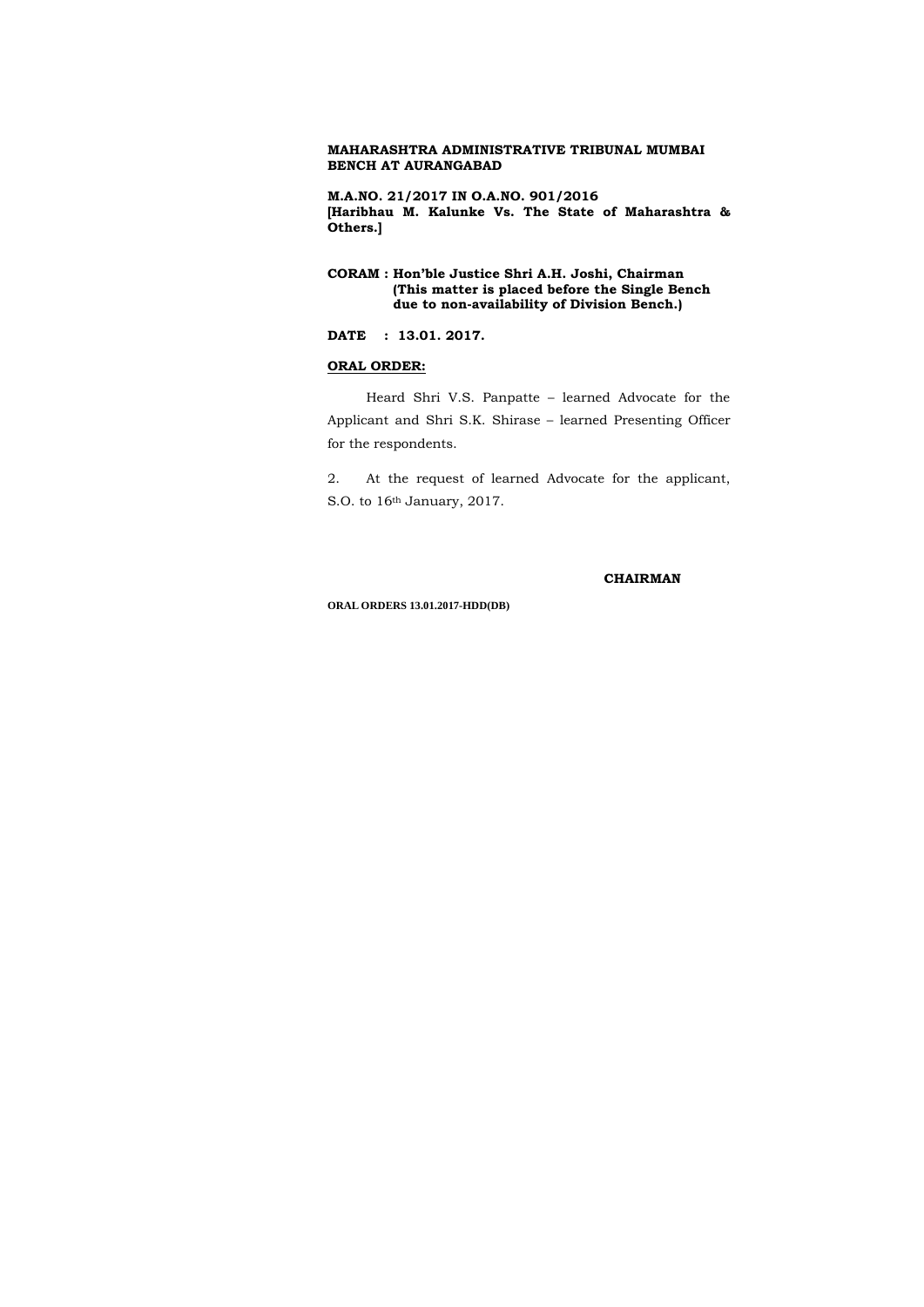**MAHARASHTRA ADMINISTRATIVE TRIBUNAL MUMBAI BENCH AT AURANGABAD**

**M.A.NO. 21/2017 IN O.A.NO. 901/2016**
**[Haribhau M. Kalunke Vs. The State of Maharashtra & Others.]**

**CORAM : Hon'ble Justice Shri A.H. Joshi, Chairman**
**(This matter is placed before the Single Bench due to non-availability of Division Bench.)**

**DATE : 13.01. 2017.**

**ORAL ORDER:**

Heard Shri V.S. Panpatte – learned Advocate for the Applicant and Shri S.K. Shirase – learned Presenting Officer for the respondents.

2. At the request of learned Advocate for the applicant, S.O. to 16th January, 2017.

**CHAIRMAN**

**ORAL ORDERS 13.01.2017-HDD(DB)**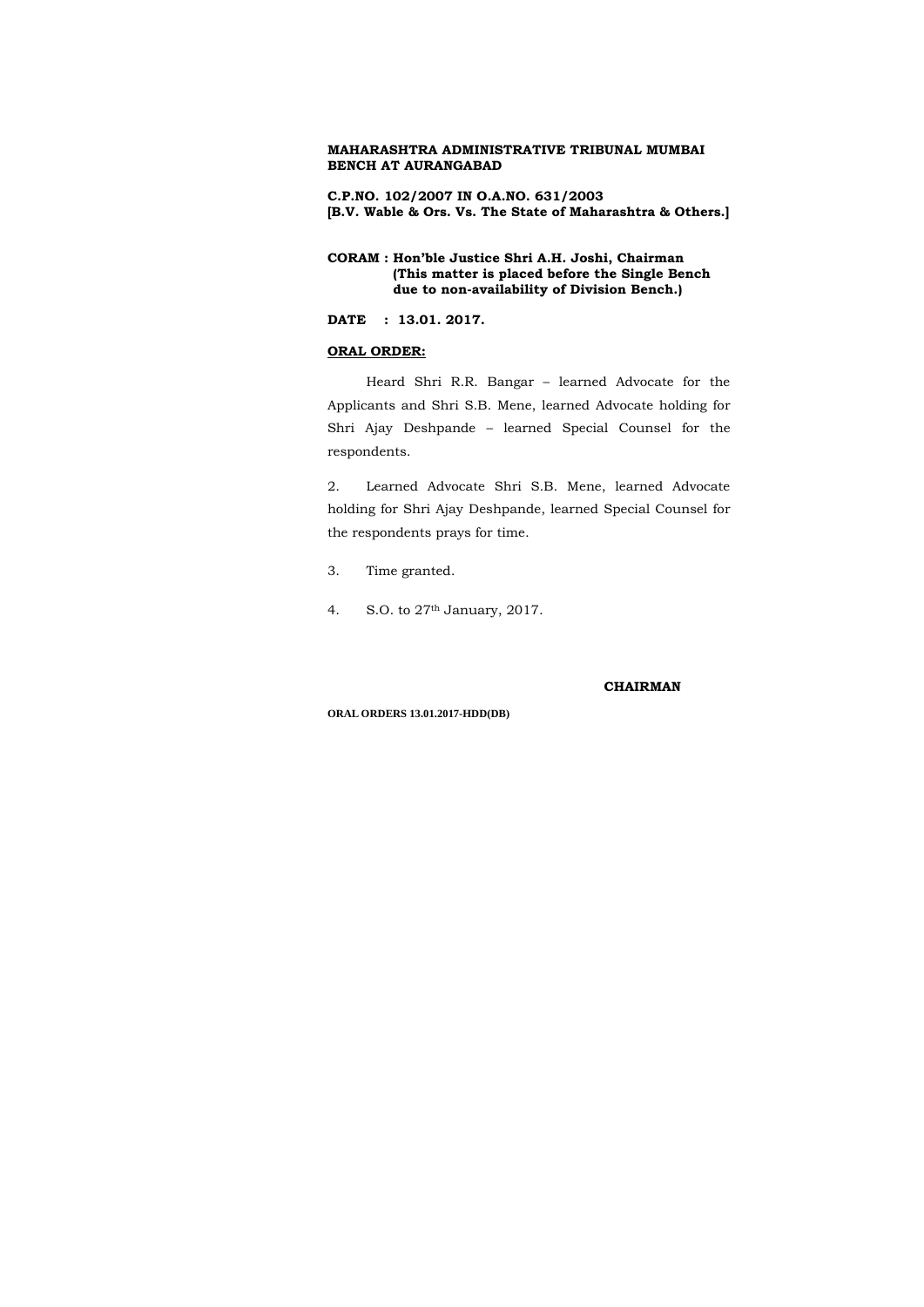**MAHARASHTRA ADMINISTRATIVE TRIBUNAL MUMBAI BENCH AT AURANGABAD**

**C.P.NO. 102/2007 IN O.A.NO. 631/2003**
**[B.V. Wable & Ors. Vs. The State of Maharashtra & Others.]**

**CORAM : Hon'ble Justice Shri A.H. Joshi, Chairman**
**(This matter is placed before the Single Bench due to non-availability of Division Bench.)**

**DATE : 13.01. 2017.**

**ORAL ORDER:**

Heard Shri R.R. Bangar – learned Advocate for the Applicants and Shri S.B. Mene, learned Advocate holding for Shri Ajay Deshpande – learned Special Counsel for the respondents.

2. Learned Advocate Shri S.B. Mene, learned Advocate holding for Shri Ajay Deshpande, learned Special Counsel for the respondents prays for time.

3. Time granted.

4. S.O. to 27th January, 2017.

**CHAIRMAN**

**ORAL ORDERS 13.01.2017-HDD(DB)**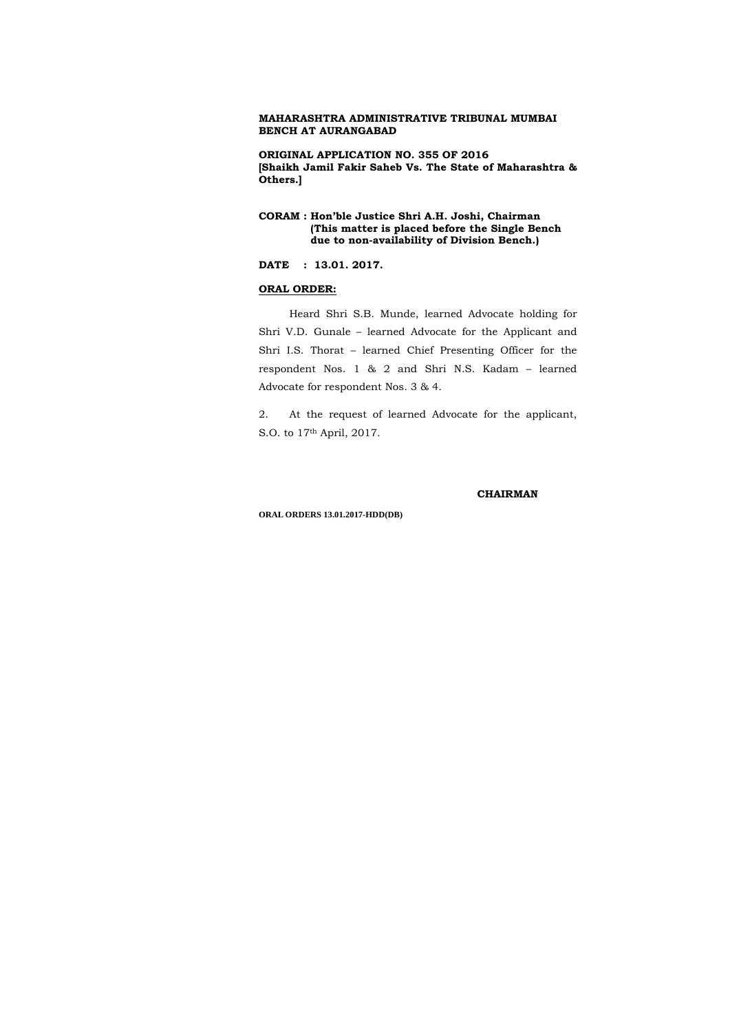**MAHARASHTRA ADMINISTRATIVE TRIBUNAL MUMBAI BENCH AT AURANGABAD**

**ORIGINAL APPLICATION NO. 355 OF 2016**
**[Shaikh Jamil Fakir Saheb Vs. The State of Maharashtra & Others.]**

**CORAM : Hon'ble Justice Shri A.H. Joshi, Chairman**
**(This matter is placed before the Single Bench due to non-availability of Division Bench.)**

**DATE : 13.01. 2017.**

**ORAL ORDER:**

Heard Shri S.B. Munde, learned Advocate holding for Shri V.D. Gunale – learned Advocate for the Applicant and Shri I.S. Thorat – learned Chief Presenting Officer for the respondent Nos. 1 & 2 and Shri N.S. Kadam – learned Advocate for respondent Nos. 3 & 4.

2. At the request of learned Advocate for the applicant, S.O. to 17th April, 2017.

**CHAIRMAN**

**ORAL ORDERS 13.01.2017-HDD(DB)**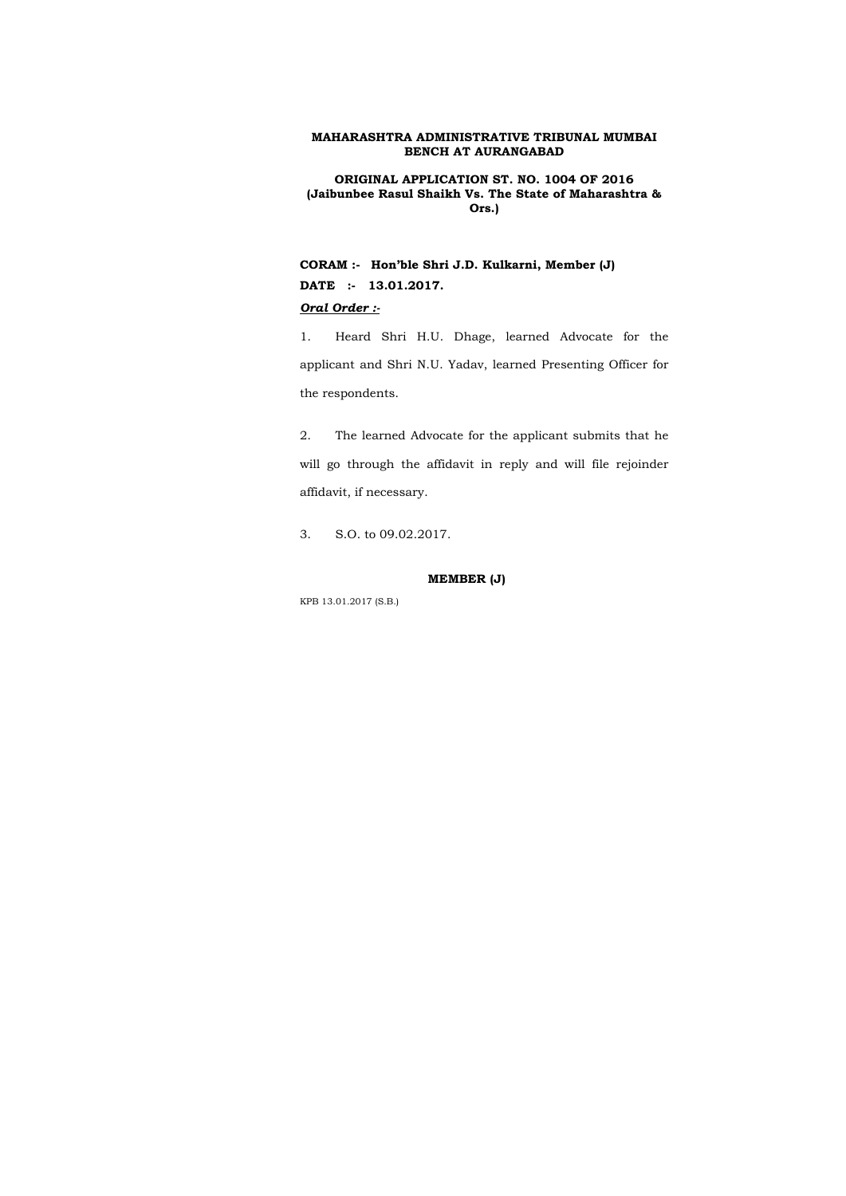**MAHARASHTRA ADMINISTRATIVE TRIBUNAL MUMBAI BENCH AT AURANGABAD**

**ORIGINAL APPLICATION ST. NO. 1004 OF 2016**
**(Jaibunbee Rasul Shaikh Vs. The State of Maharashtra & Ors.)**

**CORAM :- Hon'ble Shri J.D. Kulkarni, Member (J)**

**DATE :- 13.01.2017.**

***Oral Order :-***

1. Heard Shri H.U. Dhage, learned Advocate for the applicant and Shri N.U. Yadav, learned Presenting Officer for the respondents.

2. The learned Advocate for the applicant submits that he will go through the affidavit in reply and will file rejoinder affidavit, if necessary.

3. S.O. to 09.02.2017.

**MEMBER (J)**

KPB 13.01.2017 (S.B.)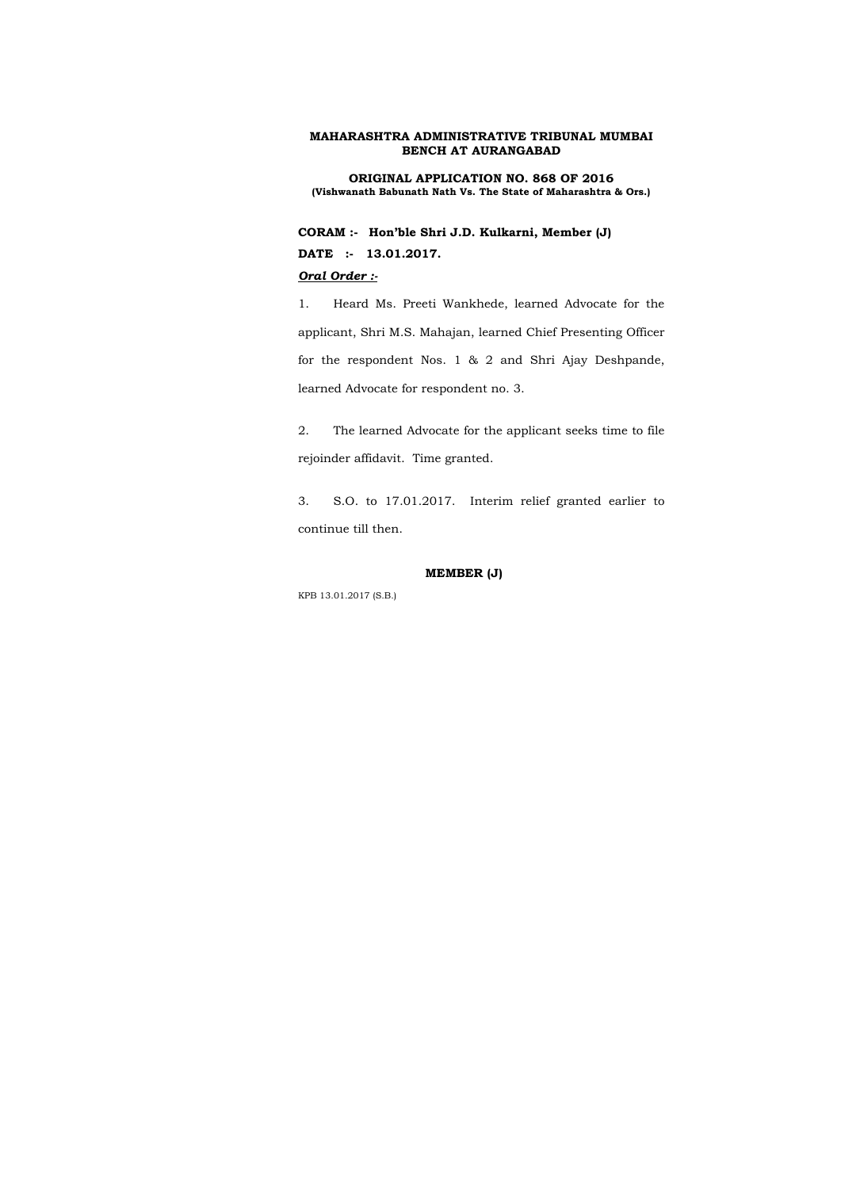**MAHARASHTRA ADMINISTRATIVE TRIBUNAL MUMBAI BENCH AT AURANGABAD**

**ORIGINAL APPLICATION NO. 868 OF 2016**
**(Vishwanath Babunath Nath Vs. The State of Maharashtra & Ors.)**

**CORAM :- Hon'ble Shri J.D. Kulkarni, Member (J)**

**DATE :- 13.01.2017.**

***Oral Order :-***

1. Heard Ms. Preeti Wankhede, learned Advocate for the applicant, Shri M.S. Mahajan, learned Chief Presenting Officer for the respondent Nos. 1 & 2 and Shri Ajay Deshpande, learned Advocate for respondent no. 3.

2. The learned Advocate for the applicant seeks time to file rejoinder affidavit. Time granted.

3. S.O. to 17.01.2017. Interim relief granted earlier to continue till then.

**MEMBER (J)**

KPB 13.01.2017 (S.B.)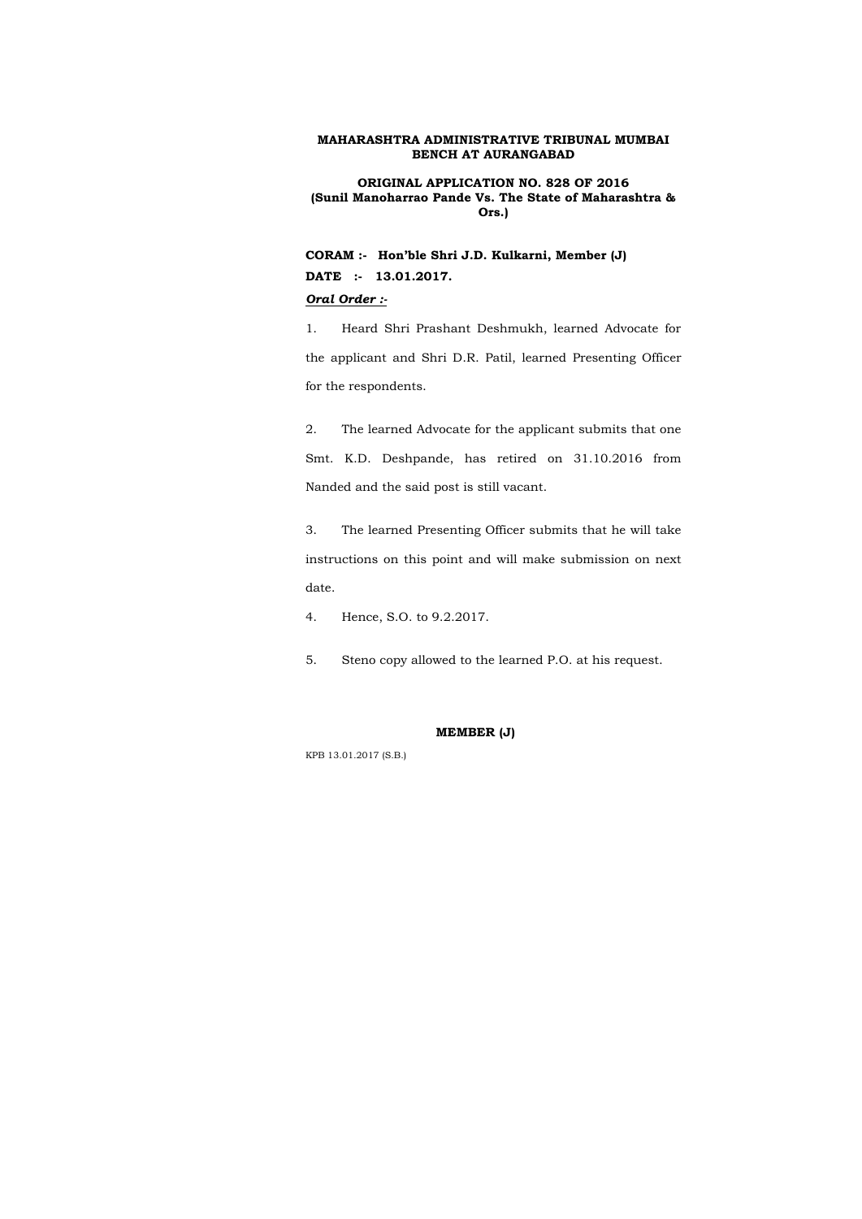**MAHARASHTRA ADMINISTRATIVE TRIBUNAL MUMBAI BENCH AT AURANGABAD**

**ORIGINAL APPLICATION NO. 828 OF 2016**
**(Sunil Manoharrao Pande Vs. The State of Maharashtra & Ors.)**

**CORAM :- Hon'ble Shri J.D. Kulkarni, Member (J)**

**DATE :- 13.01.2017.**

***Oral Order :-***

1. Heard Shri Prashant Deshmukh, learned Advocate for the applicant and Shri D.R. Patil, learned Presenting Officer for the respondents.

2. The learned Advocate for the applicant submits that one Smt. K.D. Deshpande, has retired on 31.10.2016 from Nanded and the said post is still vacant.

3. The learned Presenting Officer submits that he will take instructions on this point and will make submission on next date.

4. Hence, S.O. to 9.2.2017.

5. Steno copy allowed to the learned P.O. at his request.

**MEMBER (J)**

KPB 13.01.2017 (S.B.)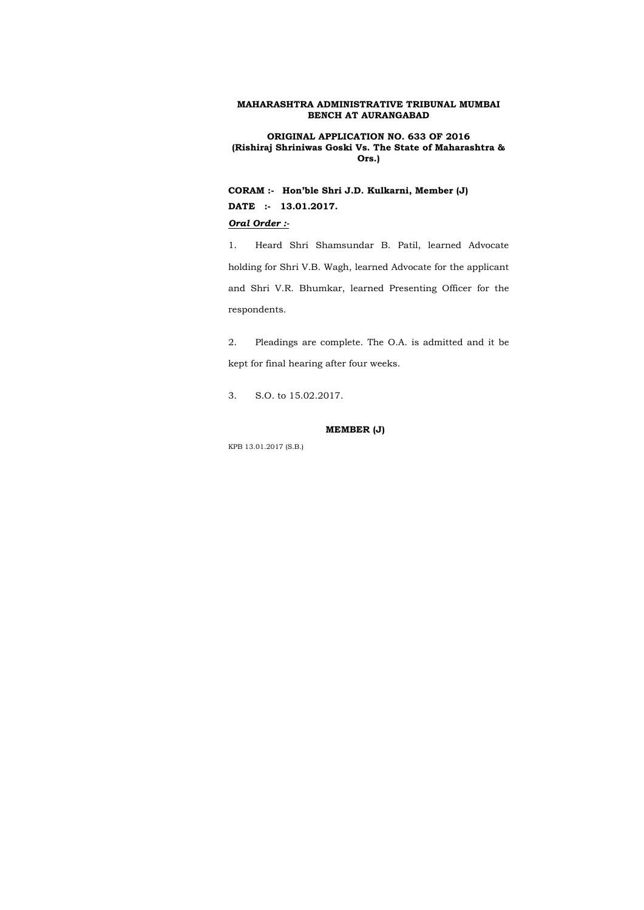**MAHARASHTRA ADMINISTRATIVE TRIBUNAL MUMBAI BENCH AT AURANGABAD**

**ORIGINAL APPLICATION NO. 633 OF 2016**
**(Rishiraj Shriniwas Goski Vs. The State of Maharashtra & Ors.)**

**CORAM :- Hon'ble Shri J.D. Kulkarni, Member (J)**

**DATE :- 13.01.2017.**

***Oral Order :-***

1. Heard Shri Shamsundar B. Patil, learned Advocate holding for Shri V.B. Wagh, learned Advocate for the applicant and Shri V.R. Bhumkar, learned Presenting Officer for the respondents.

2. Pleadings are complete. The O.A. is admitted and it be kept for final hearing after four weeks.

3. S.O. to 15.02.2017.

**MEMBER (J)**

KPB 13.01.2017 (S.B.)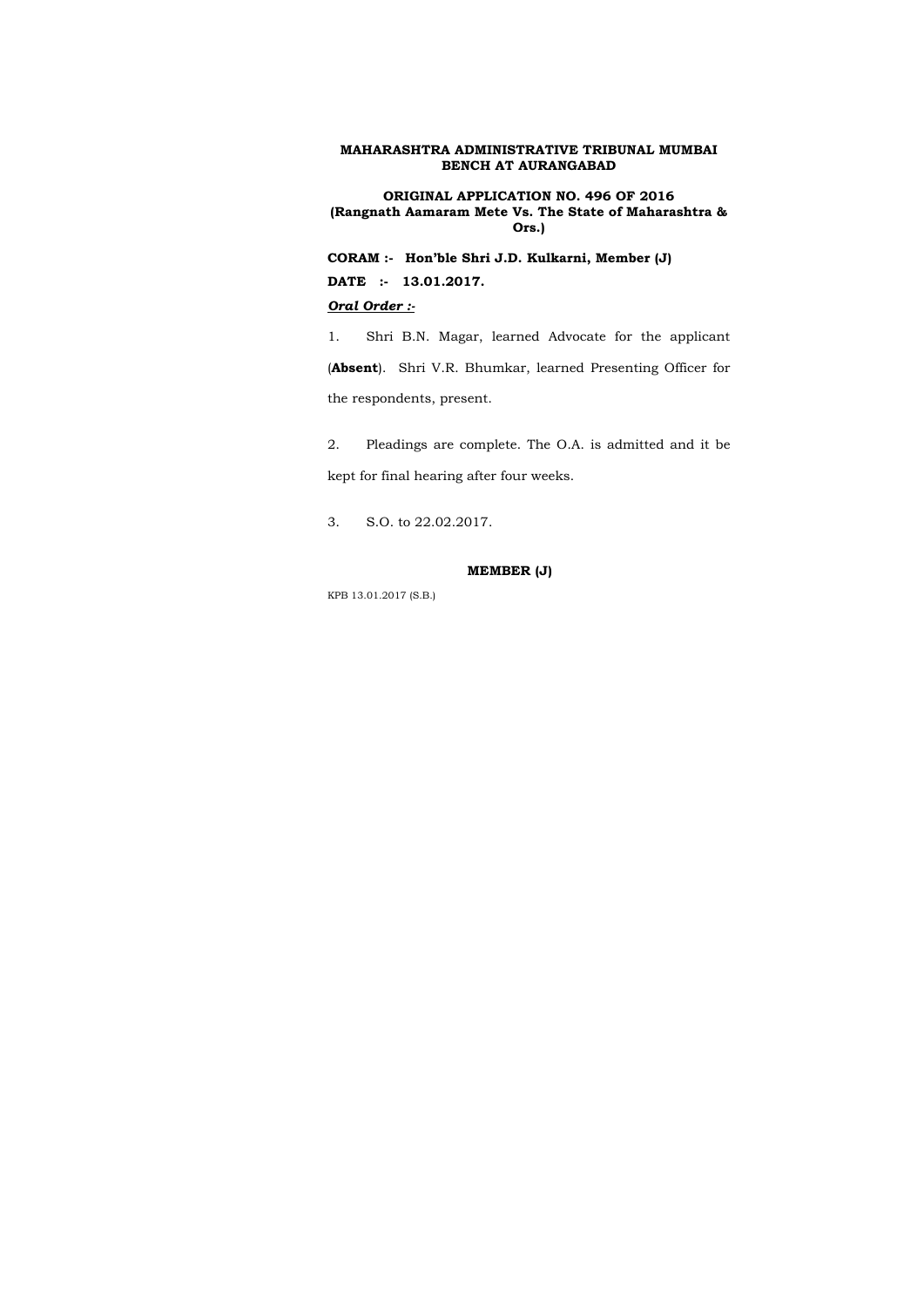**MAHARASHTRA ADMINISTRATIVE TRIBUNAL MUMBAI BENCH AT AURANGABAD**

**ORIGINAL APPLICATION NO. 496 OF 2016**
**(Rangnath Aamaram Mete Vs. The State of Maharashtra & Ors.)**

**CORAM :- Hon'ble Shri J.D. Kulkarni, Member (J)**

**DATE :- 13.01.2017.**

***Oral Order :-***

1. Shri B.N. Magar, learned Advocate for the applicant (**Absent**). Shri V.R. Bhumkar, learned Presenting Officer for the respondents, present.

2. Pleadings are complete. The O.A. is admitted and it be kept for final hearing after four weeks.

3. S.O. to 22.02.2017.

**MEMBER (J)**

KPB 13.01.2017 (S.B.)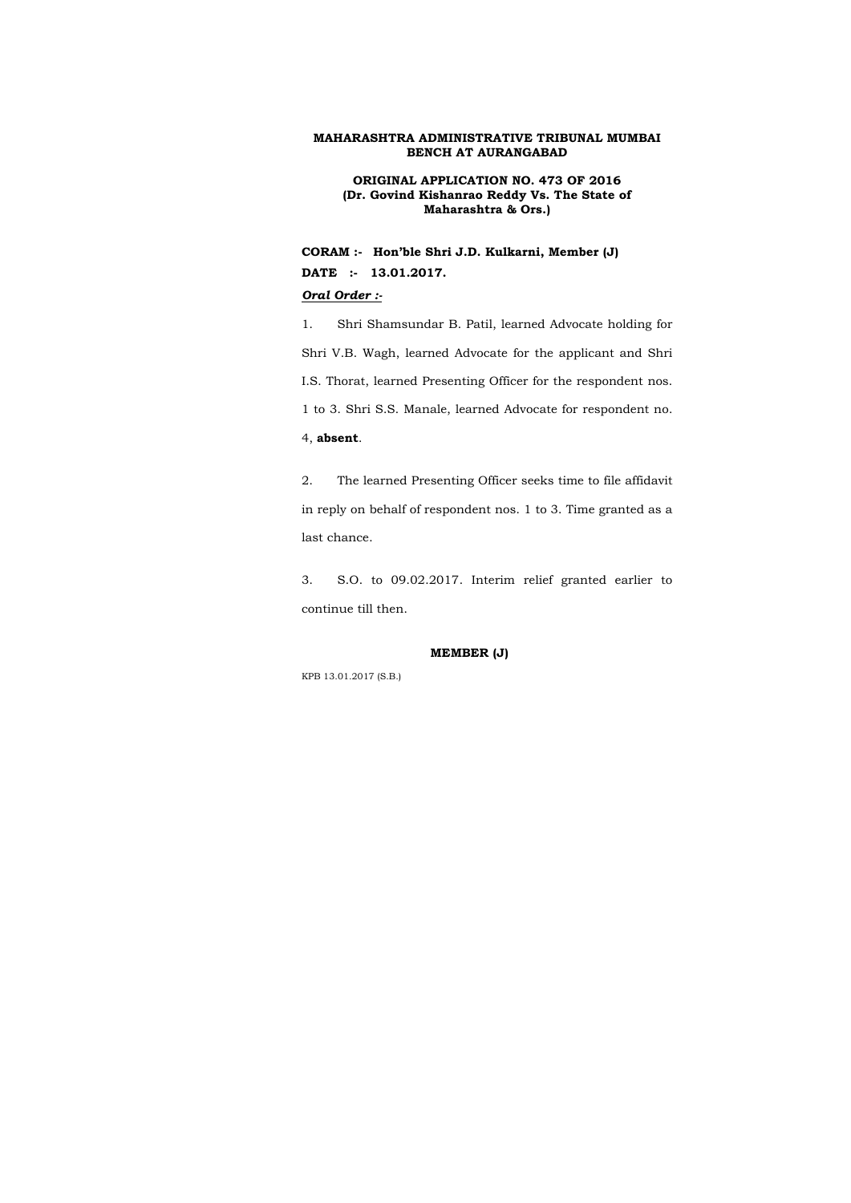**MAHARASHTRA ADMINISTRATIVE TRIBUNAL MUMBAI BENCH AT AURANGABAD**

**ORIGINAL APPLICATION NO. 473 OF 2016**
**(Dr. Govind Kishanrao Reddy Vs. The State of Maharashtra & Ors.)**

**CORAM :- Hon'ble Shri J.D. Kulkarni, Member (J)**

**DATE :- 13.01.2017.**

***Oral Order :-***

1. Shri Shamsundar B. Patil, learned Advocate holding for Shri V.B. Wagh, learned Advocate for the applicant and Shri I.S. Thorat, learned Presenting Officer for the respondent nos. 1 to 3. Shri S.S. Manale, learned Advocate for respondent no. 4, **absent**.

2. The learned Presenting Officer seeks time to file affidavit in reply on behalf of respondent nos. 1 to 3. Time granted as a last chance.

3. S.O. to 09.02.2017. Interim relief granted earlier to continue till then.

**MEMBER (J)**

KPB 13.01.2017 (S.B.)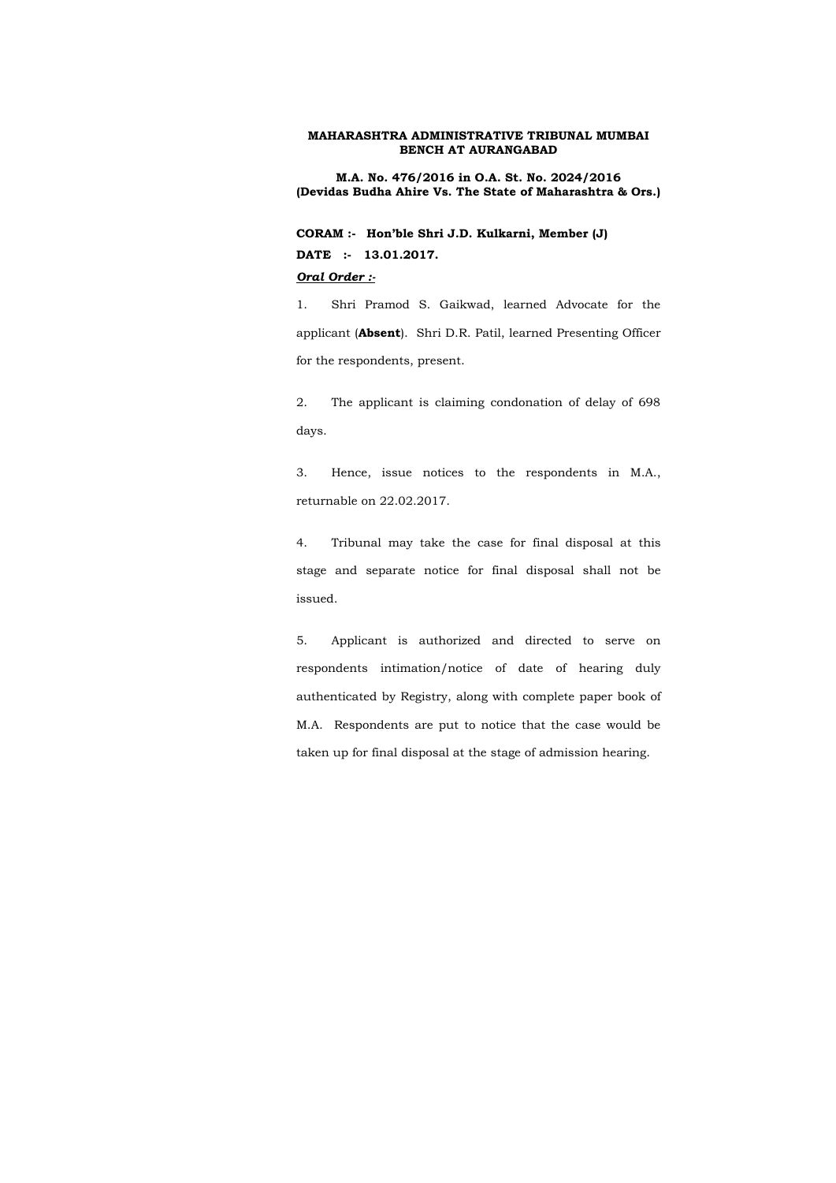**MAHARASHTRA ADMINISTRATIVE TRIBUNAL MUMBAI BENCH AT AURANGABAD**

**M.A. No. 476/2016 in O.A. St. No. 2024/2016**
**(Devidas Budha Ahire Vs. The State of Maharashtra & Ors.)**

**CORAM :- Hon'ble Shri J.D. Kulkarni, Member (J)**

**DATE :- 13.01.2017.**

***Oral Order :-***

1. Shri Pramod S. Gaikwad, learned Advocate for the applicant (**Absent**). Shri D.R. Patil, learned Presenting Officer for the respondents, present.

2. The applicant is claiming condonation of delay of 698 days.

3. Hence, issue notices to the respondents in M.A., returnable on 22.02.2017.

4. Tribunal may take the case for final disposal at this stage and separate notice for final disposal shall not be issued.

5. Applicant is authorized and directed to serve on respondents intimation/notice of date of hearing duly authenticated by Registry, along with complete paper book of M.A. Respondents are put to notice that the case would be taken up for final disposal at the stage of admission hearing.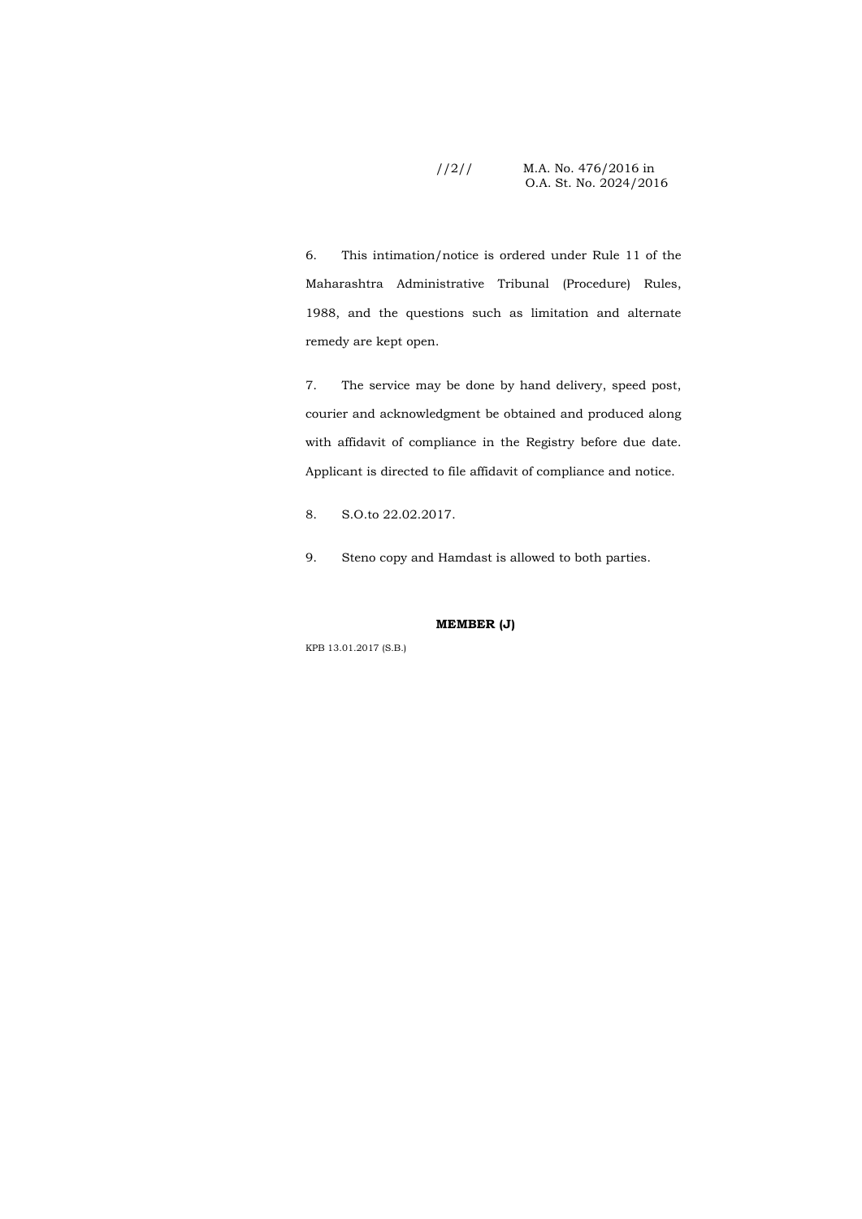6. This intimation/notice is ordered under Rule 11 of the Maharashtra Administrative Tribunal (Procedure) Rules, 1988, and the questions such as limitation and alternate remedy are kept open.

7. The service may be done by hand delivery, speed post, courier and acknowledgment be obtained and produced along with affidavit of compliance in the Registry before due date. Applicant is directed to file affidavit of compliance and notice.

8. S.O.to 22.02.2017.

9. Steno copy and Hamdast is allowed to both parties.

**MEMBER (J)**

KPB 13.01.2017 (S.B.)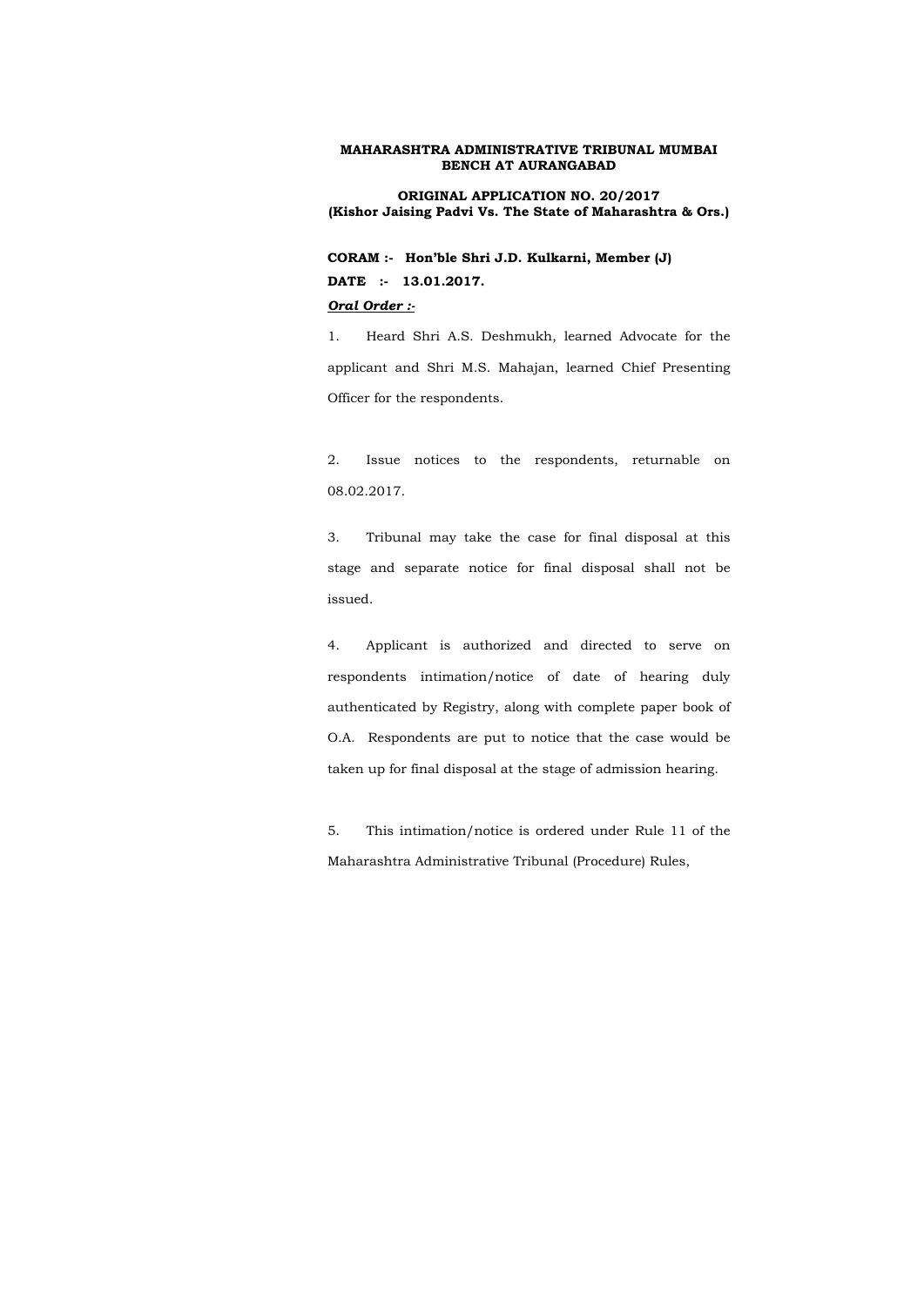**MAHARASHTRA ADMINISTRATIVE TRIBUNAL MUMBAI BENCH AT AURANGABAD**

**ORIGINAL APPLICATION NO. 20/2017**
**(Kishor Jaising Padvi Vs. The State of Maharashtra & Ors.)**

**CORAM :- Hon'ble Shri J.D. Kulkarni, Member (J)**

**DATE :- 13.01.2017.**

***Oral Order :-***

1. Heard Shri A.S. Deshmukh, learned Advocate for the applicant and Shri M.S. Mahajan, learned Chief Presenting Officer for the respondents.

2. Issue notices to the respondents, returnable on 08.02.2017.

3. Tribunal may take the case for final disposal at this stage and separate notice for final disposal shall not be issued.

4. Applicant is authorized and directed to serve on respondents intimation/notice of date of hearing duly authenticated by Registry, along with complete paper book of O.A. Respondents are put to notice that the case would be taken up for final disposal at the stage of admission hearing.

5. This intimation/notice is ordered under Rule 11 of the Maharashtra Administrative Tribunal (Procedure) Rules,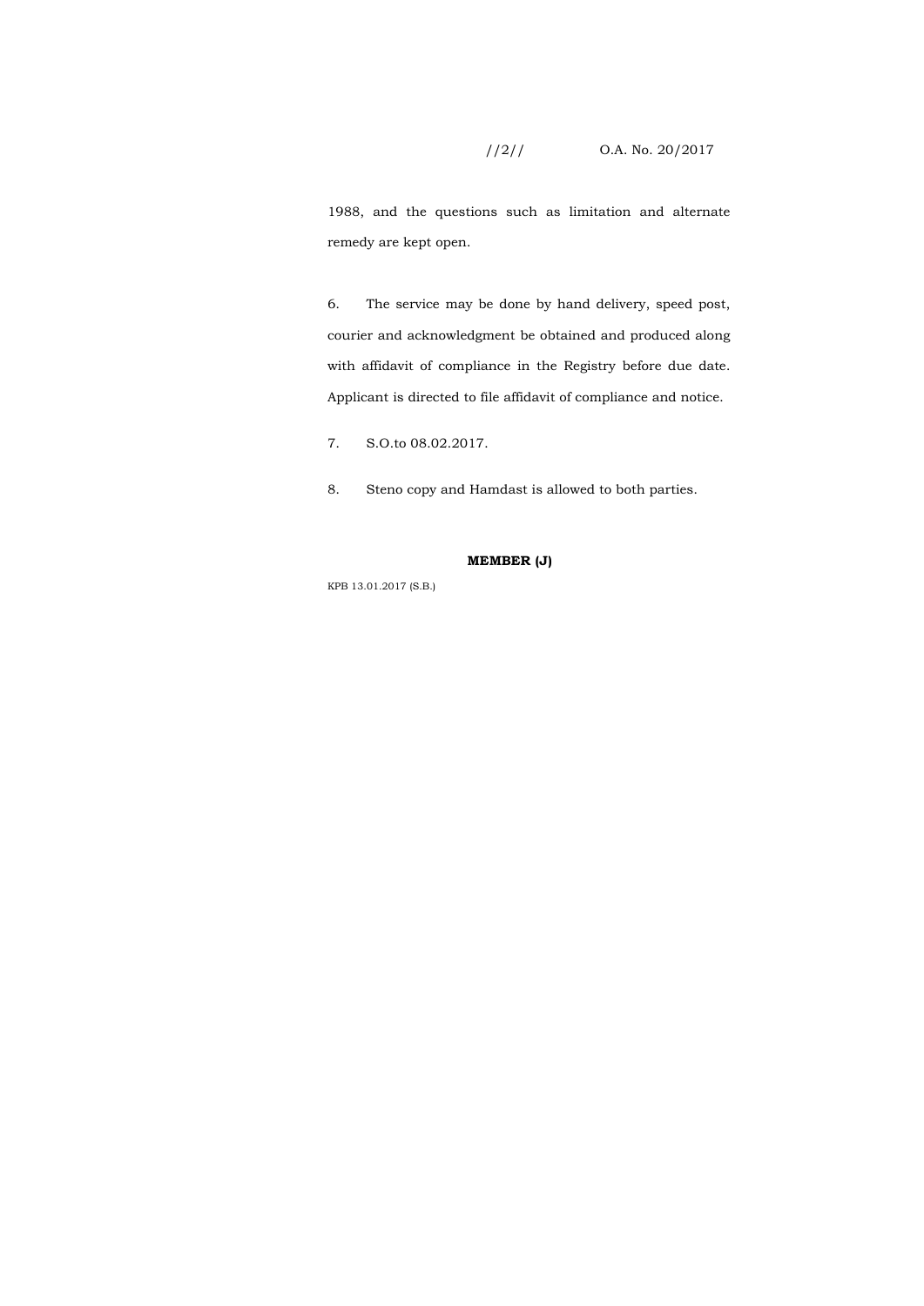1988, and the questions such as limitation and alternate remedy are kept open.

6. The service may be done by hand delivery, speed post, courier and acknowledgment be obtained and produced along with affidavit of compliance in the Registry before due date. Applicant is directed to file affidavit of compliance and notice.

7. S.O.to 08.02.2017.

8. Steno copy and Hamdast is allowed to both parties.

**MEMBER (J)**

KPB 13.01.2017 (S.B.)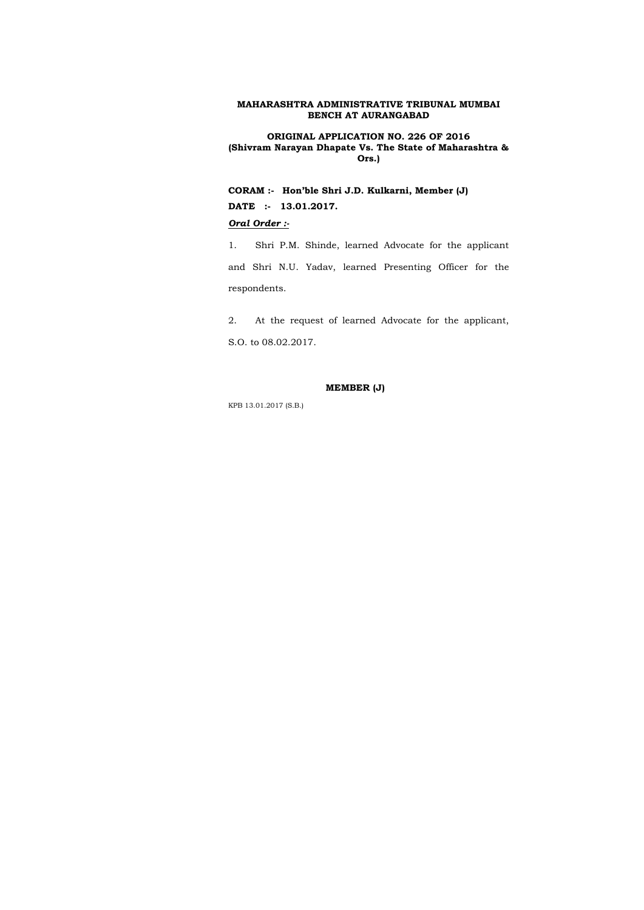**MAHARASHTRA ADMINISTRATIVE TRIBUNAL MUMBAI BENCH AT AURANGABAD**

**ORIGINAL APPLICATION NO. 226 OF 2016**
**(Shivram Narayan Dhapate Vs. The State of Maharashtra & Ors.)**

**CORAM :- Hon'ble Shri J.D. Kulkarni, Member (J)**

**DATE :- 13.01.2017.**

***Oral Order :-***

1. Shri P.M. Shinde, learned Advocate for the applicant and Shri N.U. Yadav, learned Presenting Officer for the respondents.

2. At the request of learned Advocate for the applicant, S.O. to 08.02.2017.

**MEMBER (J)**

KPB 13.01.2017 (S.B.)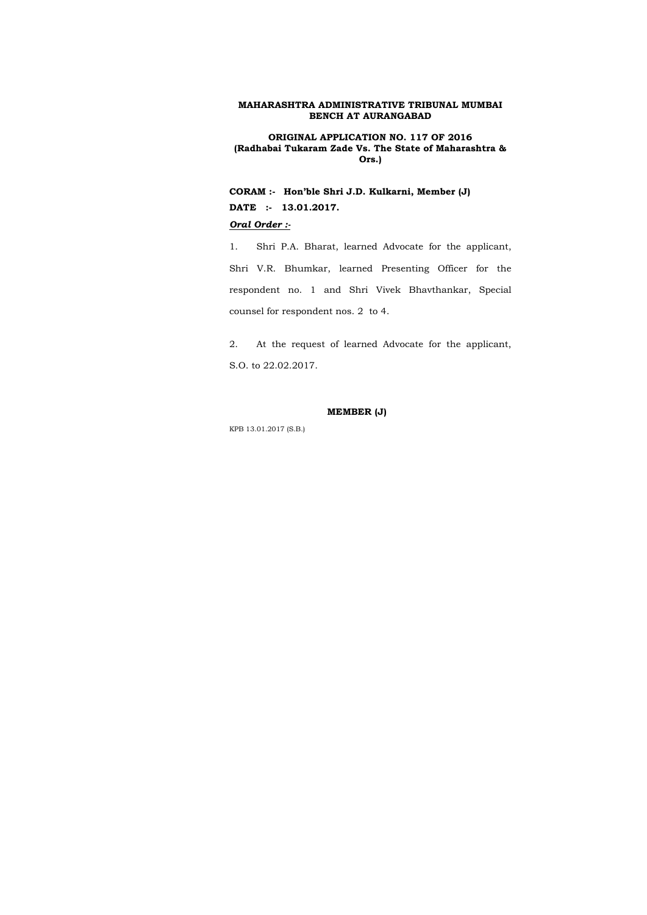**MAHARASHTRA ADMINISTRATIVE TRIBUNAL MUMBAI BENCH AT AURANGABAD**

**ORIGINAL APPLICATION NO. 117 OF 2016**
**(Radhabai Tukaram Zade Vs. The State of Maharashtra & Ors.)**

**CORAM :- Hon'ble Shri J.D. Kulkarni, Member (J)**

**DATE :- 13.01.2017.**

***Oral Order :-***

1. Shri P.A. Bharat, learned Advocate for the applicant, Shri V.R. Bhumkar, learned Presenting Officer for the respondent no. 1 and Shri Vivek Bhavthankar, Special counsel for respondent nos. 2 to 4.

2. At the request of learned Advocate for the applicant, S.O. to 22.02.2017.

**MEMBER (J)**

KPB 13.01.2017 (S.B.)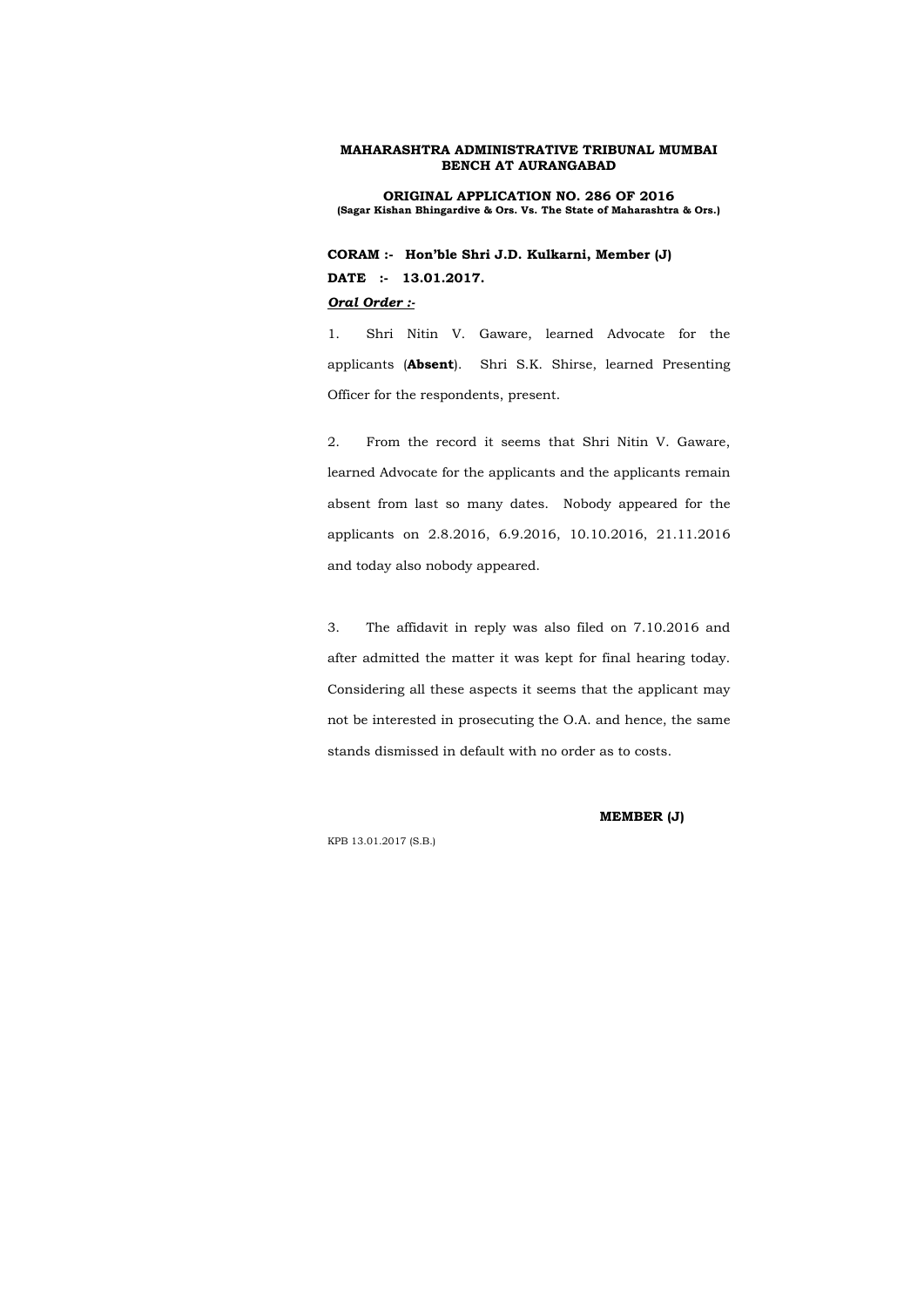**MAHARASHTRA ADMINISTRATIVE TRIBUNAL MUMBAI**
**BENCH AT AURANGABAD**

**ORIGINAL APPLICATION NO. 286 OF 2016**
**(Sagar Kishan Bhingardive & Ors. Vs. The State of Maharashtra & Ors.)**

**CORAM :- Hon'ble Shri J.D. Kulkarni, Member (J)**

**DATE :- 13.01.2017.**

***Oral Order :-***

1. Shri Nitin V. Gaware, learned Advocate for the applicants (**Absent**). Shri S.K. Shirse, learned Presenting Officer for the respondents, present.

2. From the record it seems that Shri Nitin V. Gaware, learned Advocate for the applicants and the applicants remain absent from last so many dates. Nobody appeared for the applicants on 2.8.2016, 6.9.2016, 10.10.2016, 21.11.2016 and today also nobody appeared.

3. The affidavit in reply was also filed on 7.10.2016 and after admitted the matter it was kept for final hearing today. Considering all these aspects it seems that the applicant may not be interested in prosecuting the O.A. and hence, the same stands dismissed in default with no order as to costs.

**MEMBER (J)**

KPB 13.01.2017 (S.B.)